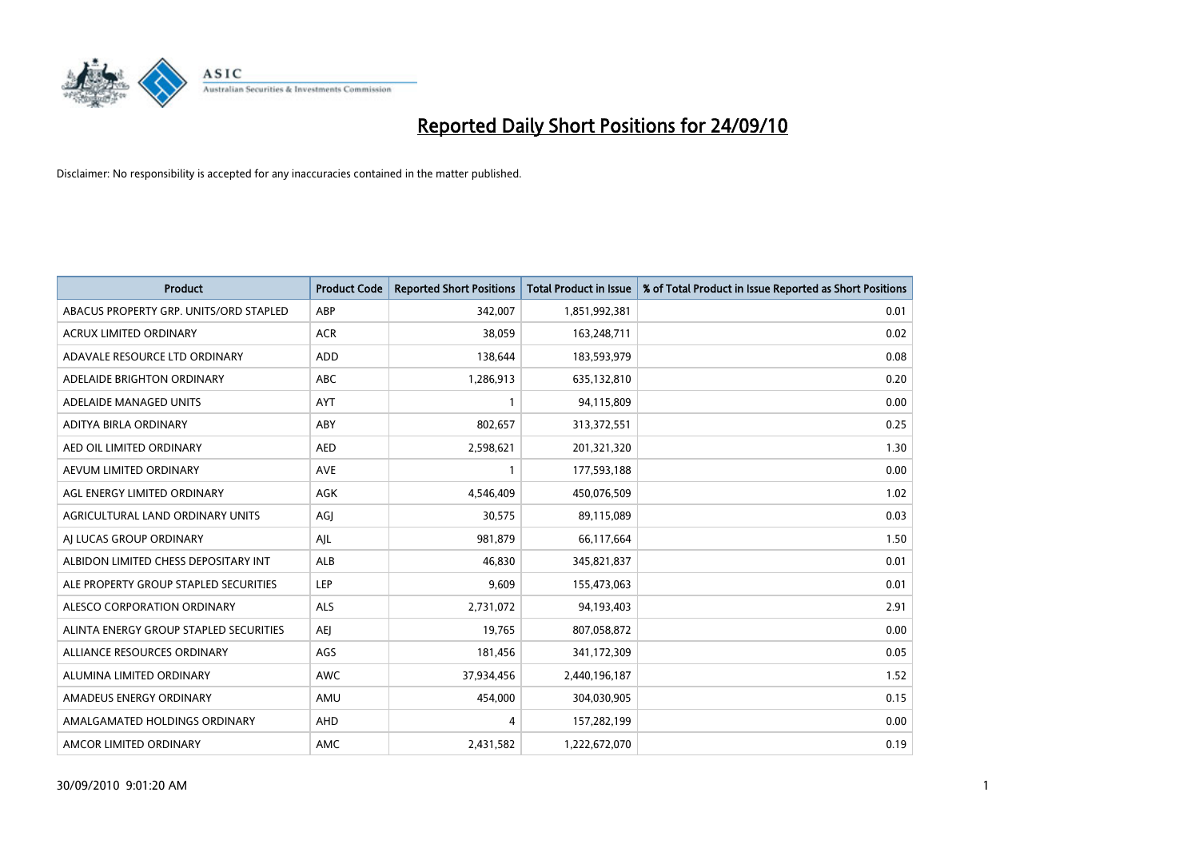# Reported Daily Short Positions for 24/09/10

Disclaimer: No responsibility is accepted for any inaccuracies contained in the matter published.

| Product | Product Code | Reported Short Positions | Total Product in Issue | % of Total Product in Issue Reported as Short Positions |
|---|---|---|---|---|
| ABACUS PROPERTY GRP. UNITS/ORD STAPLED | ABP | 342,007 | 1,851,992,381 | 0.01 |
| ACRUX LIMITED ORDINARY | ACR | 38,059 | 163,248,711 | 0.02 |
| ADAVALE RESOURCE LTD ORDINARY | ADD | 138,644 | 183,593,979 | 0.08 |
| ADELAIDE BRIGHTON ORDINARY | ABC | 1,286,913 | 635,132,810 | 0.20 |
| ADELAIDE MANAGED UNITS | AYT | 1 | 94,115,809 | 0.00 |
| ADITYA BIRLA ORDINARY | ABY | 802,657 | 313,372,551 | 0.25 |
| AED OIL LIMITED ORDINARY | AED | 2,598,621 | 201,321,320 | 1.30 |
| AEVUM LIMITED ORDINARY | AVE | 1 | 177,593,188 | 0.00 |
| AGL ENERGY LIMITED ORDINARY | AGK | 4,546,409 | 450,076,509 | 1.02 |
| AGRICULTURAL LAND ORDINARY UNITS | AGJ | 30,575 | 89,115,089 | 0.03 |
| AJ LUCAS GROUP ORDINARY | AJL | 981,879 | 66,117,664 | 1.50 |
| ALBIDON LIMITED CHESS DEPOSITARY INT | ALB | 46,830 | 345,821,837 | 0.01 |
| ALE PROPERTY GROUP STAPLED SECURITIES | LEP | 9,609 | 155,473,063 | 0.01 |
| ALESCO CORPORATION ORDINARY | ALS | 2,731,072 | 94,193,403 | 2.91 |
| ALINTA ENERGY GROUP STAPLED SECURITIES | AEJ | 19,765 | 807,058,872 | 0.00 |
| ALLIANCE RESOURCES ORDINARY | AGS | 181,456 | 341,172,309 | 0.05 |
| ALUMINA LIMITED ORDINARY | AWC | 37,934,456 | 2,440,196,187 | 1.52 |
| AMADEUS ENERGY ORDINARY | AMU | 454,000 | 304,030,905 | 0.15 |
| AMALGAMATED HOLDINGS ORDINARY | AHD | 4 | 157,282,199 | 0.00 |
| AMCOR LIMITED ORDINARY | AMC | 2,431,582 | 1,222,672,070 | 0.19 |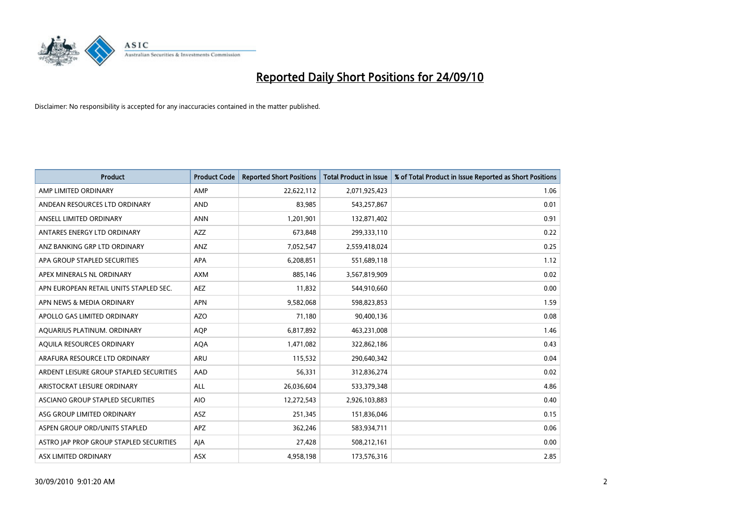# Reported Daily Short Positions for 24/09/10

Disclaimer: No responsibility is accepted for any inaccuracies contained in the matter published.

| Product | Product Code | Reported Short Positions | Total Product in Issue | % of Total Product in Issue Reported as Short Positions |
|---|---|---|---|---|
| AMP LIMITED ORDINARY | AMP | 22,622,112 | 2,071,925,423 | 1.06 |
| ANDEAN RESOURCES LTD ORDINARY | AND | 83,985 | 543,257,867 | 0.01 |
| ANSELL LIMITED ORDINARY | ANN | 1,201,901 | 132,871,402 | 0.91 |
| ANTARES ENERGY LTD ORDINARY | AZZ | 673,848 | 299,333,110 | 0.22 |
| ANZ BANKING GRP LTD ORDINARY | ANZ | 7,052,547 | 2,559,418,024 | 0.25 |
| APA GROUP STAPLED SECURITIES | APA | 6,208,851 | 551,689,118 | 1.12 |
| APEX MINERALS NL ORDINARY | AXM | 885,146 | 3,567,819,909 | 0.02 |
| APN EUROPEAN RETAIL UNITS STAPLED SEC. | AEZ | 11,832 | 544,910,660 | 0.00 |
| APN NEWS & MEDIA ORDINARY | APN | 9,582,068 | 598,823,853 | 1.59 |
| APOLLO GAS LIMITED ORDINARY | AZO | 71,180 | 90,400,136 | 0.08 |
| AQUARIUS PLATINUM. ORDINARY | AQP | 6,817,892 | 463,231,008 | 1.46 |
| AQUILA RESOURCES ORDINARY | AQA | 1,471,082 | 322,862,186 | 0.43 |
| ARAFURA RESOURCE LTD ORDINARY | ARU | 115,532 | 290,640,342 | 0.04 |
| ARDENT LEISURE GROUP STAPLED SECURITIES | AAD | 56,331 | 312,836,274 | 0.02 |
| ARISTOCRAT LEISURE ORDINARY | ALL | 26,036,604 | 533,379,348 | 4.86 |
| ASCIANO GROUP STAPLED SECURITIES | AIO | 12,272,543 | 2,926,103,883 | 0.40 |
| ASG GROUP LIMITED ORDINARY | ASZ | 251,345 | 151,836,046 | 0.15 |
| ASPEN GROUP ORD/UNITS STAPLED | APZ | 362,246 | 583,934,711 | 0.06 |
| ASTRO JAP PROP GROUP STAPLED SECURITIES | AJA | 27,428 | 508,212,161 | 0.00 |
| ASX LIMITED ORDINARY | ASX | 4,958,198 | 173,576,316 | 2.85 |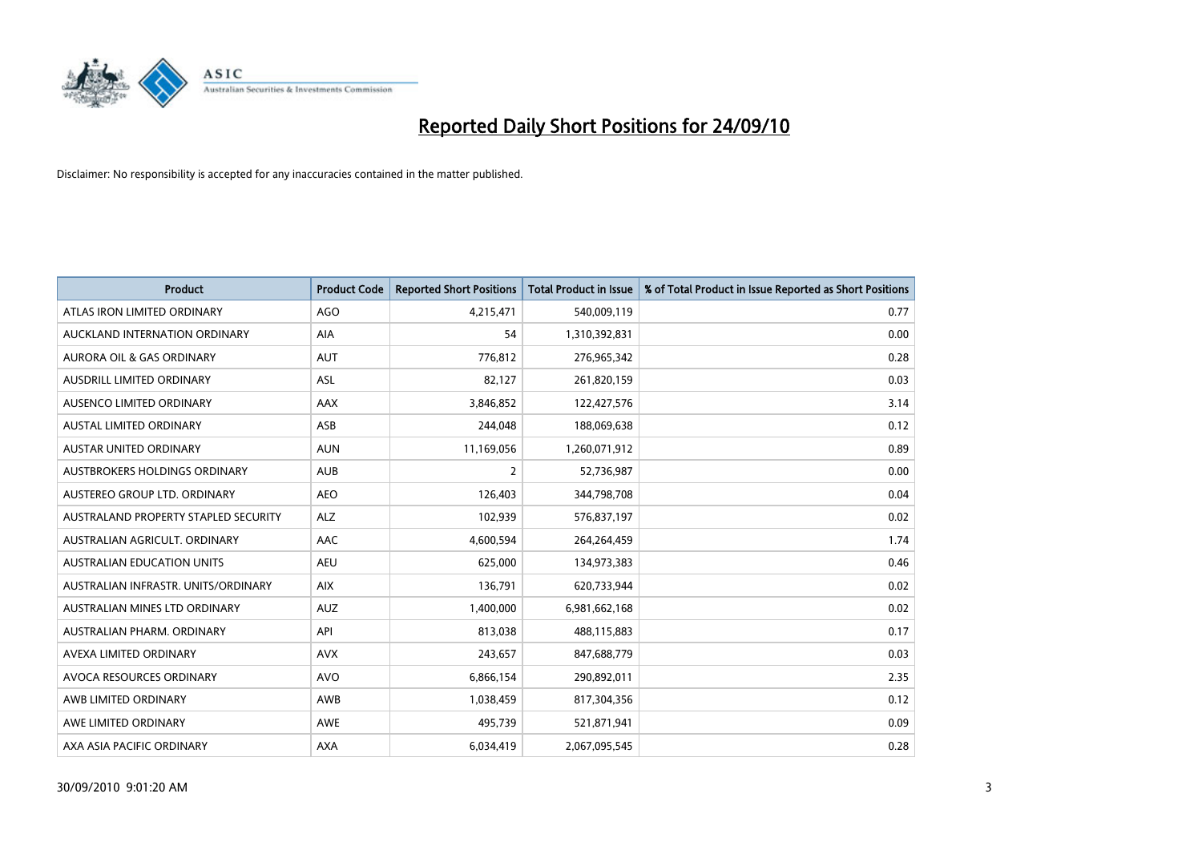# Reported Daily Short Positions for 24/09/10

Disclaimer: No responsibility is accepted for any inaccuracies contained in the matter published.

| Product | Product Code | Reported Short Positions | Total Product in Issue | % of Total Product in Issue Reported as Short Positions |
|---|---|---|---|---|
| ATLAS IRON LIMITED ORDINARY | AGO | 4,215,471 | 540,009,119 | 0.77 |
| AUCKLAND INTERNATION ORDINARY | AIA | 54 | 1,310,392,831 | 0.00 |
| AURORA OIL & GAS ORDINARY | AUT | 776,812 | 276,965,342 | 0.28 |
| AUSDRILL LIMITED ORDINARY | ASL | 82,127 | 261,820,159 | 0.03 |
| AUSENCO LIMITED ORDINARY | AAX | 3,846,852 | 122,427,576 | 3.14 |
| AUSTAL LIMITED ORDINARY | ASB | 244,048 | 188,069,638 | 0.12 |
| AUSTAR UNITED ORDINARY | AUN | 11,169,056 | 1,260,071,912 | 0.89 |
| AUSTBROKERS HOLDINGS ORDINARY | AUB | 2 | 52,736,987 | 0.00 |
| AUSTEREO GROUP LTD. ORDINARY | AEO | 126,403 | 344,798,708 | 0.04 |
| AUSTRALAND PROPERTY STAPLED SECURITY | ALZ | 102,939 | 576,837,197 | 0.02 |
| AUSTRALIAN AGRICULT. ORDINARY | AAC | 4,600,594 | 264,264,459 | 1.74 |
| AUSTRALIAN EDUCATION UNITS | AEU | 625,000 | 134,973,383 | 0.46 |
| AUSTRALIAN INFRASTR. UNITS/ORDINARY | AIX | 136,791 | 620,733,944 | 0.02 |
| AUSTRALIAN MINES LTD ORDINARY | AUZ | 1,400,000 | 6,981,662,168 | 0.02 |
| AUSTRALIAN PHARM. ORDINARY | API | 813,038 | 488,115,883 | 0.17 |
| AVEXA LIMITED ORDINARY | AVX | 243,657 | 847,688,779 | 0.03 |
| AVOCA RESOURCES ORDINARY | AVO | 6,866,154 | 290,892,011 | 2.35 |
| AWB LIMITED ORDINARY | AWB | 1,038,459 | 817,304,356 | 0.12 |
| AWE LIMITED ORDINARY | AWE | 495,739 | 521,871,941 | 0.09 |
| AXA ASIA PACIFIC ORDINARY | AXA | 6,034,419 | 2,067,095,545 | 0.28 |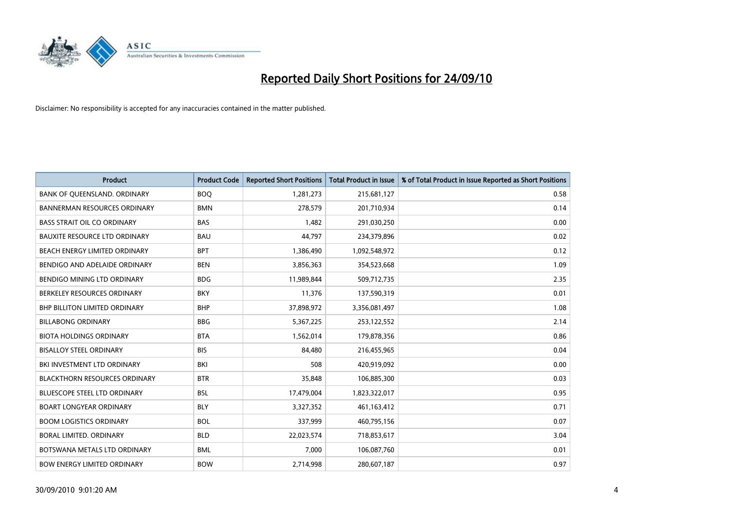# Reported Daily Short Positions for 24/09/10

Disclaimer: No responsibility is accepted for any inaccuracies contained in the matter published.

| Product | Product Code | Reported Short Positions | Total Product in Issue | % of Total Product in Issue Reported as Short Positions |
|---|---|---|---|---|
| BANK OF QUEENSLAND. ORDINARY | BOQ | 1,281,273 | 215,681,127 | 0.58 |
| BANNERMAN RESOURCES ORDINARY | BMN | 278,579 | 201,710,934 | 0.14 |
| BASS STRAIT OIL CO ORDINARY | BAS | 1,482 | 291,030,250 | 0.00 |
| BAUXITE RESOURCE LTD ORDINARY | BAU | 44,797 | 234,379,896 | 0.02 |
| BEACH ENERGY LIMITED ORDINARY | BPT | 1,386,490 | 1,092,548,972 | 0.12 |
| BENDIGO AND ADELAIDE ORDINARY | BEN | 3,856,363 | 354,523,668 | 1.09 |
| BENDIGO MINING LTD ORDINARY | BDG | 11,989,844 | 509,712,735 | 2.35 |
| BERKELEY RESOURCES ORDINARY | BKY | 11,376 | 137,590,319 | 0.01 |
| BHP BILLITON LIMITED ORDINARY | BHP | 37,898,972 | 3,356,081,497 | 1.08 |
| BILLABONG ORDINARY | BBG | 5,367,225 | 253,122,552 | 2.14 |
| BIOTA HOLDINGS ORDINARY | BTA | 1,562,014 | 179,878,356 | 0.86 |
| BISALLOY STEEL ORDINARY | BIS | 84,480 | 216,455,965 | 0.04 |
| BKI INVESTMENT LTD ORDINARY | BKI | 508 | 420,919,092 | 0.00 |
| BLACKTHORN RESOURCES ORDINARY | BTR | 35,848 | 106,885,300 | 0.03 |
| BLUESCOPE STEEL LTD ORDINARY | BSL | 17,479,004 | 1,823,322,017 | 0.95 |
| BOART LONGYEAR ORDINARY | BLY | 3,327,352 | 461,163,412 | 0.71 |
| BOOM LOGISTICS ORDINARY | BOL | 337,999 | 460,795,156 | 0.07 |
| BORAL LIMITED. ORDINARY | BLD | 22,023,574 | 718,853,617 | 3.04 |
| BOTSWANA METALS LTD ORDINARY | BML | 7,000 | 106,087,760 | 0.01 |
| BOW ENERGY LIMITED ORDINARY | BOW | 2,714,998 | 280,607,187 | 0.97 |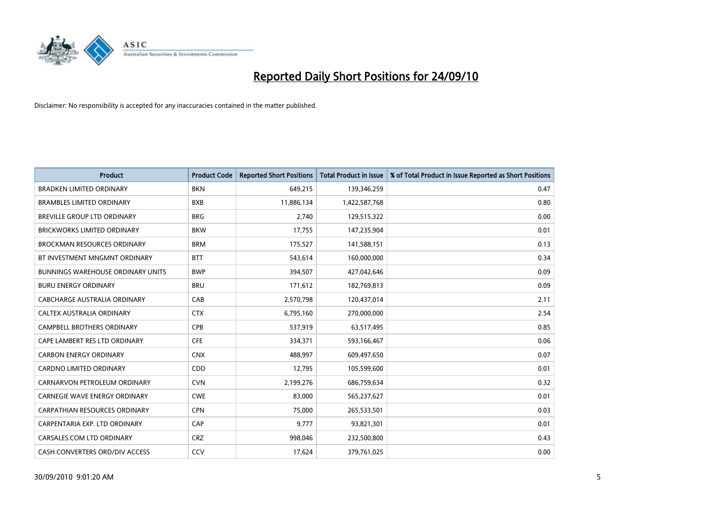# Reported Daily Short Positions for 24/09/10

Disclaimer: No responsibility is accepted for any inaccuracies contained in the matter published.

| Product | Product Code | Reported Short Positions | Total Product in Issue | % of Total Product in Issue Reported as Short Positions |
|---|---|---|---|---|
| BRADKEN LIMITED ORDINARY | BKN | 649,215 | 139,346,259 | 0.47 |
| BRAMBLES LIMITED ORDINARY | BXB | 11,886,134 | 1,422,587,768 | 0.80 |
| BREVILLE GROUP LTD ORDINARY | BRG | 2,740 | 129,515,322 | 0.00 |
| BRICKWORKS LIMITED ORDINARY | BKW | 17,755 | 147,235,904 | 0.01 |
| BROCKMAN RESOURCES ORDINARY | BRM | 175,527 | 141,588,151 | 0.13 |
| BT INVESTMENT MNGMNT ORDINARY | BTT | 543,614 | 160,000,000 | 0.34 |
| BUNNINGS WAREHOUSE ORDINARY UNITS | BWP | 394,507 | 427,042,646 | 0.09 |
| BURU ENERGY ORDINARY | BRU | 171,612 | 182,769,813 | 0.09 |
| CABCHARGE AUSTRALIA ORDINARY | CAB | 2,570,798 | 120,437,014 | 2.11 |
| CALTEX AUSTRALIA ORDINARY | CTX | 6,795,160 | 270,000,000 | 2.54 |
| CAMPBELL BROTHERS ORDINARY | CPB | 537,919 | 63,517,495 | 0.85 |
| CAPE LAMBERT RES LTD ORDINARY | CFE | 334,371 | 593,166,467 | 0.06 |
| CARBON ENERGY ORDINARY | CNX | 488,997 | 609,497,650 | 0.07 |
| CARDNO LIMITED ORDINARY | CDD | 12,795 | 105,599,600 | 0.01 |
| CARNARVON PETROLEUM ORDINARY | CVN | 2,199,276 | 686,759,634 | 0.32 |
| CARNEGIE WAVE ENERGY ORDINARY | CWE | 83,000 | 565,237,627 | 0.01 |
| CARPATHIAN RESOURCES ORDINARY | CPN | 75,000 | 265,533,501 | 0.03 |
| CARPENTARIA EXP. LTD ORDINARY | CAP | 9,777 | 93,821,301 | 0.01 |
| CARSALES.COM LTD ORDINARY | CRZ | 998,046 | 232,500,800 | 0.43 |
| CASH CONVERTERS ORD/DIV ACCESS | CCV | 17,624 | 379,761,025 | 0.00 |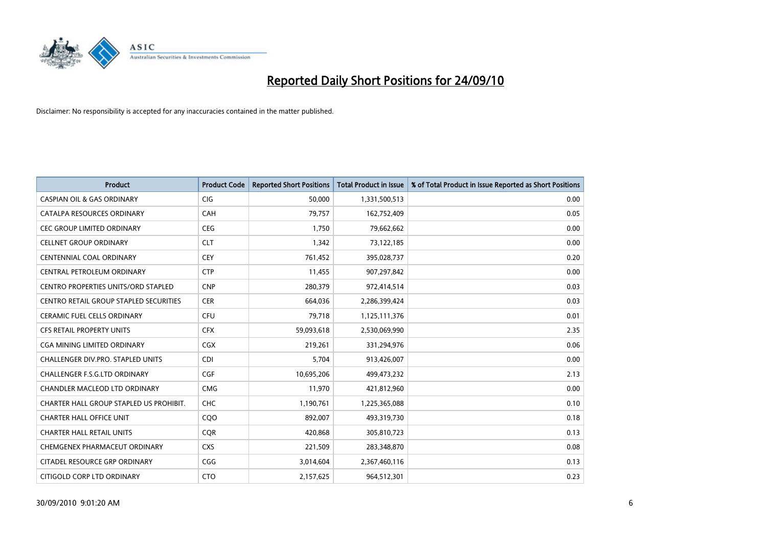# Reported Daily Short Positions for 24/09/10

Disclaimer: No responsibility is accepted for any inaccuracies contained in the matter published.

| Product | Product Code | Reported Short Positions | Total Product in Issue | % of Total Product in Issue Reported as Short Positions |
|---|---|---|---|---|
| CASPIAN OIL & GAS ORDINARY | CIG | 50,000 | 1,331,500,513 | 0.00 |
| CATALPA RESOURCES ORDINARY | CAH | 79,757 | 162,752,409 | 0.05 |
| CEC GROUP LIMITED ORDINARY | CEG | 1,750 | 79,662,662 | 0.00 |
| CELLNET GROUP ORDINARY | CLT | 1,342 | 73,122,185 | 0.00 |
| CENTENNIAL COAL ORDINARY | CEY | 761,452 | 395,028,737 | 0.20 |
| CENTRAL PETROLEUM ORDINARY | CTP | 11,455 | 907,297,842 | 0.00 |
| CENTRO PROPERTIES UNITS/ORD STAPLED | CNP | 280,379 | 972,414,514 | 0.03 |
| CENTRO RETAIL GROUP STAPLED SECURITIES | CER | 664,036 | 2,286,399,424 | 0.03 |
| CERAMIC FUEL CELLS ORDINARY | CFU | 79,718 | 1,125,111,376 | 0.01 |
| CFS RETAIL PROPERTY UNITS | CFX | 59,093,618 | 2,530,069,990 | 2.35 |
| CGA MINING LIMITED ORDINARY | CGX | 219,261 | 331,294,976 | 0.06 |
| CHALLENGER DIV.PRO. STAPLED UNITS | CDI | 5,704 | 913,426,007 | 0.00 |
| CHALLENGER F.S.G.LTD ORDINARY | CGF | 10,695,206 | 499,473,232 | 2.13 |
| CHANDLER MACLEOD LTD ORDINARY | CMG | 11,970 | 421,812,960 | 0.00 |
| CHARTER HALL GROUP STAPLED US PROHIBIT. | CHC | 1,190,761 | 1,225,365,088 | 0.10 |
| CHARTER HALL OFFICE UNIT | CQO | 892,007 | 493,319,730 | 0.18 |
| CHARTER HALL RETAIL UNITS | CQR | 420,868 | 305,810,723 | 0.13 |
| CHEMGENEX PHARMACEUT ORDINARY | CXS | 221,509 | 283,348,870 | 0.08 |
| CITADEL RESOURCE GRP ORDINARY | CGG | 3,014,604 | 2,367,460,116 | 0.13 |
| CITIGOLD CORP LTD ORDINARY | CTO | 2,157,625 | 964,512,301 | 0.23 |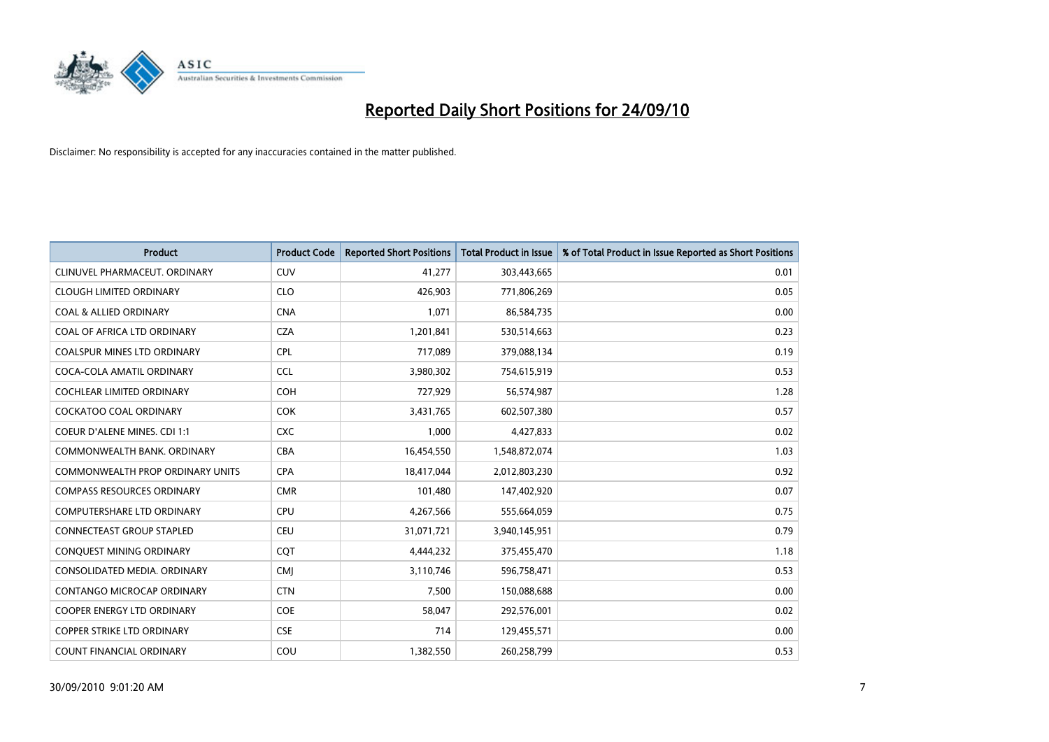# Reported Daily Short Positions for 24/09/10

Disclaimer: No responsibility is accepted for any inaccuracies contained in the matter published.

| Product | Product Code | Reported Short Positions | Total Product in Issue | % of Total Product in Issue Reported as Short Positions |
|---|---|---|---|---|
| CLINUVEL PHARMACEUT. ORDINARY | CUV | 41,277 | 303,443,665 | 0.01 |
| CLOUGH LIMITED ORDINARY | CLO | 426,903 | 771,806,269 | 0.05 |
| COAL & ALLIED ORDINARY | CNA | 1,071 | 86,584,735 | 0.00 |
| COAL OF AFRICA LTD ORDINARY | CZA | 1,201,841 | 530,514,663 | 0.23 |
| COALSPUR MINES LTD ORDINARY | CPL | 717,089 | 379,088,134 | 0.19 |
| COCA-COLA AMATIL ORDINARY | CCL | 3,980,302 | 754,615,919 | 0.53 |
| COCHLEAR LIMITED ORDINARY | COH | 727,929 | 56,574,987 | 1.28 |
| COCKATOO COAL ORDINARY | COK | 3,431,765 | 602,507,380 | 0.57 |
| COEUR D'ALENE MINES. CDI 1:1 | CXC | 1,000 | 4,427,833 | 0.02 |
| COMMONWEALTH BANK. ORDINARY | CBA | 16,454,550 | 1,548,872,074 | 1.03 |
| COMMONWEALTH PROP ORDINARY UNITS | CPA | 18,417,044 | 2,012,803,230 | 0.92 |
| COMPASS RESOURCES ORDINARY | CMR | 101,480 | 147,402,920 | 0.07 |
| COMPUTERSHARE LTD ORDINARY | CPU | 4,267,566 | 555,664,059 | 0.75 |
| CONNECTEAST GROUP STAPLED | CEU | 31,071,721 | 3,940,145,951 | 0.79 |
| CONQUEST MINING ORDINARY | CQT | 4,444,232 | 375,455,470 | 1.18 |
| CONSOLIDATED MEDIA. ORDINARY | CMJ | 3,110,746 | 596,758,471 | 0.53 |
| CONTANGO MICROCAP ORDINARY | CTN | 7,500 | 150,088,688 | 0.00 |
| COOPER ENERGY LTD ORDINARY | COE | 58,047 | 292,576,001 | 0.02 |
| COPPER STRIKE LTD ORDINARY | CSE | 714 | 129,455,571 | 0.00 |
| COUNT FINANCIAL ORDINARY | COU | 1,382,550 | 260,258,799 | 0.53 |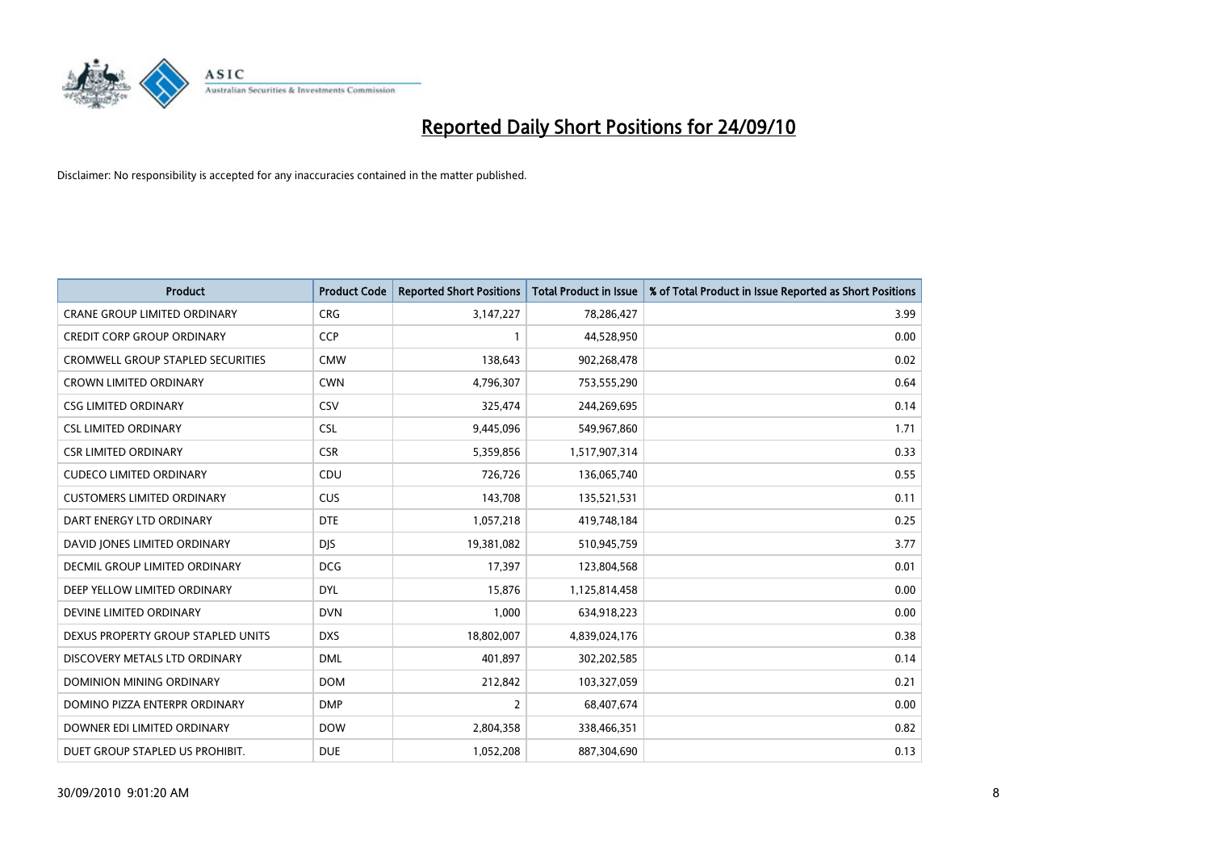# Reported Daily Short Positions for 24/09/10

Disclaimer: No responsibility is accepted for any inaccuracies contained in the matter published.

| Product | Product Code | Reported Short Positions | Total Product in Issue | % of Total Product in Issue Reported as Short Positions |
|---|---|---|---|---|
| CRANE GROUP LIMITED ORDINARY | CRG | 3,147,227 | 78,286,427 | 3.99 |
| CREDIT CORP GROUP ORDINARY | CCP | 1 | 44,528,950 | 0.00 |
| CROMWELL GROUP STAPLED SECURITIES | CMW | 138,643 | 902,268,478 | 0.02 |
| CROWN LIMITED ORDINARY | CWN | 4,796,307 | 753,555,290 | 0.64 |
| CSG LIMITED ORDINARY | CSV | 325,474 | 244,269,695 | 0.14 |
| CSL LIMITED ORDINARY | CSL | 9,445,096 | 549,967,860 | 1.71 |
| CSR LIMITED ORDINARY | CSR | 5,359,856 | 1,517,907,314 | 0.33 |
| CUDECO LIMITED ORDINARY | CDU | 726,726 | 136,065,740 | 0.55 |
| CUSTOMERS LIMITED ORDINARY | CUS | 143,708 | 135,521,531 | 0.11 |
| DART ENERGY LTD ORDINARY | DTE | 1,057,218 | 419,748,184 | 0.25 |
| DAVID JONES LIMITED ORDINARY | DJS | 19,381,082 | 510,945,759 | 3.77 |
| DECMIL GROUP LIMITED ORDINARY | DCG | 17,397 | 123,804,568 | 0.01 |
| DEEP YELLOW LIMITED ORDINARY | DYL | 15,876 | 1,125,814,458 | 0.00 |
| DEVINE LIMITED ORDINARY | DVN | 1,000 | 634,918,223 | 0.00 |
| DEXUS PROPERTY GROUP STAPLED UNITS | DXS | 18,802,007 | 4,839,024,176 | 0.38 |
| DISCOVERY METALS LTD ORDINARY | DML | 401,897 | 302,202,585 | 0.14 |
| DOMINION MINING ORDINARY | DOM | 212,842 | 103,327,059 | 0.21 |
| DOMINO PIZZA ENTERPR ORDINARY | DMP | 2 | 68,407,674 | 0.00 |
| DOWNER EDI LIMITED ORDINARY | DOW | 2,804,358 | 338,466,351 | 0.82 |
| DUET GROUP STAPLED US PROHIBIT. | DUE | 1,052,208 | 887,304,690 | 0.13 |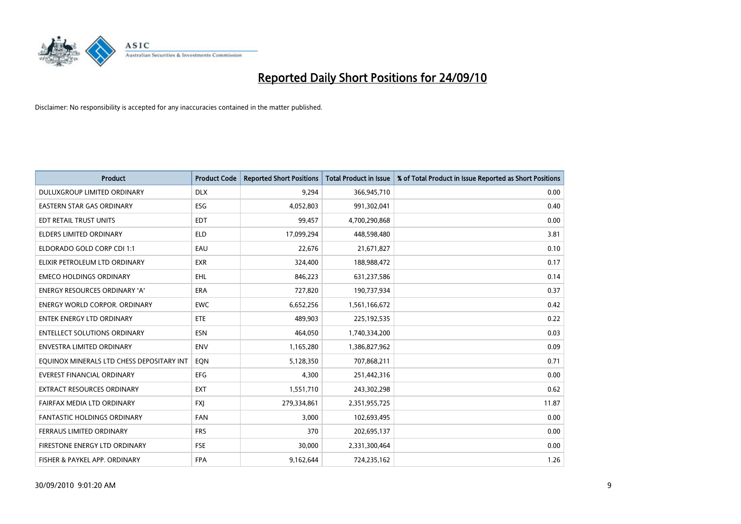# Reported Daily Short Positions for 24/09/10

Disclaimer: No responsibility is accepted for any inaccuracies contained in the matter published.

| Product | Product Code | Reported Short Positions | Total Product in Issue | % of Total Product in Issue Reported as Short Positions |
|---|---|---|---|---|
| DULUXGROUP LIMITED ORDINARY | DLX | 9,294 | 366,945,710 | 0.00 |
| EASTERN STAR GAS ORDINARY | ESG | 4,052,803 | 991,302,041 | 0.40 |
| EDT RETAIL TRUST UNITS | EDT | 99,457 | 4,700,290,868 | 0.00 |
| ELDERS LIMITED ORDINARY | ELD | 17,099,294 | 448,598,480 | 3.81 |
| ELDORADO GOLD CORP CDI 1:1 | EAU | 22,676 | 21,671,827 | 0.10 |
| ELIXIR PETROLEUM LTD ORDINARY | EXR | 324,400 | 188,988,472 | 0.17 |
| EMECO HOLDINGS ORDINARY | EHL | 846,223 | 631,237,586 | 0.14 |
| ENERGY RESOURCES ORDINARY 'A' | ERA | 727,820 | 190,737,934 | 0.37 |
| ENERGY WORLD CORPOR. ORDINARY | EWC | 6,652,256 | 1,561,166,672 | 0.42 |
| ENTEK ENERGY LTD ORDINARY | ETE | 489,903 | 225,192,535 | 0.22 |
| ENTELLECT SOLUTIONS ORDINARY | ESN | 464,050 | 1,740,334,200 | 0.03 |
| ENVESTRA LIMITED ORDINARY | ENV | 1,165,280 | 1,386,827,962 | 0.09 |
| EQUINOX MINERALS LTD CHESS DEPOSITARY INT | EQN | 5,128,350 | 707,868,211 | 0.71 |
| EVEREST FINANCIAL ORDINARY | EFG | 4,300 | 251,442,316 | 0.00 |
| EXTRACT RESOURCES ORDINARY | EXT | 1,551,710 | 243,302,298 | 0.62 |
| FAIRFAX MEDIA LTD ORDINARY | FXJ | 279,334,861 | 2,351,955,725 | 11.87 |
| FANTASTIC HOLDINGS ORDINARY | FAN | 3,000 | 102,693,495 | 0.00 |
| FERRAUS LIMITED ORDINARY | FRS | 370 | 202,695,137 | 0.00 |
| FIRESTONE ENERGY LTD ORDINARY | FSE | 30,000 | 2,331,300,464 | 0.00 |
| FISHER & PAYKEL APP. ORDINARY | FPA | 9,162,644 | 724,235,162 | 1.26 |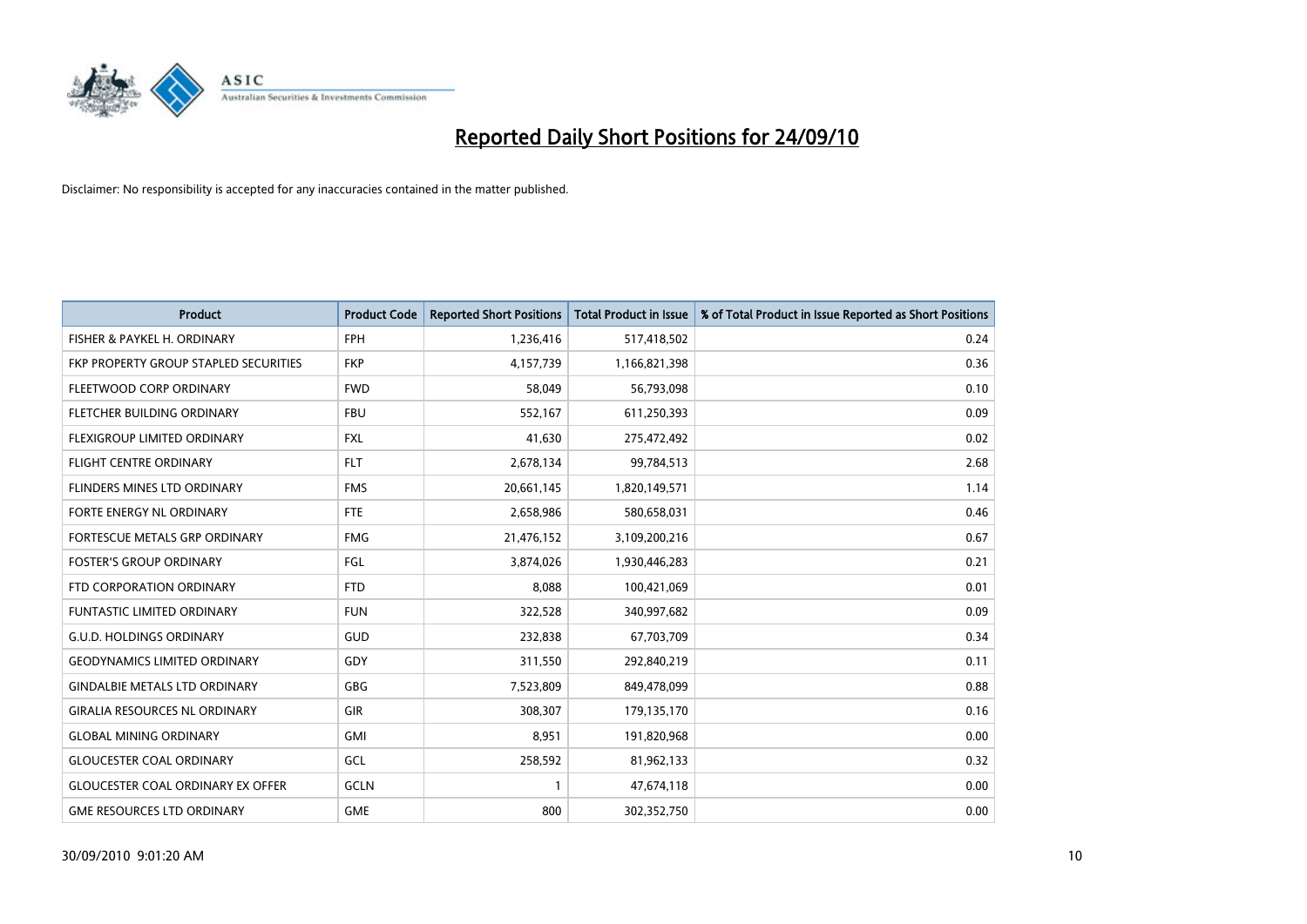# Reported Daily Short Positions for 24/09/10

Disclaimer: No responsibility is accepted for any inaccuracies contained in the matter published.

| Product | Product Code | Reported Short Positions | Total Product in Issue | % of Total Product in Issue Reported as Short Positions |
|---|---|---|---|---|
| FISHER & PAYKEL H. ORDINARY | FPH | 1,236,416 | 517,418,502 | 0.24 |
| FKP PROPERTY GROUP STAPLED SECURITIES | FKP | 4,157,739 | 1,166,821,398 | 0.36 |
| FLEETWOOD CORP ORDINARY | FWD | 58,049 | 56,793,098 | 0.10 |
| FLETCHER BUILDING ORDINARY | FBU | 552,167 | 611,250,393 | 0.09 |
| FLEXIGROUP LIMITED ORDINARY | FXL | 41,630 | 275,472,492 | 0.02 |
| FLIGHT CENTRE ORDINARY | FLT | 2,678,134 | 99,784,513 | 2.68 |
| FLINDERS MINES LTD ORDINARY | FMS | 20,661,145 | 1,820,149,571 | 1.14 |
| FORTE ENERGY NL ORDINARY | FTE | 2,658,986 | 580,658,031 | 0.46 |
| FORTESCUE METALS GRP ORDINARY | FMG | 21,476,152 | 3,109,200,216 | 0.67 |
| FOSTER'S GROUP ORDINARY | FGL | 3,874,026 | 1,930,446,283 | 0.21 |
| FTD CORPORATION ORDINARY | FTD | 8,088 | 100,421,069 | 0.01 |
| FUNTASTIC LIMITED ORDINARY | FUN | 322,528 | 340,997,682 | 0.09 |
| G.U.D. HOLDINGS ORDINARY | GUD | 232,838 | 67,703,709 | 0.34 |
| GEODYNAMICS LIMITED ORDINARY | GDY | 311,550 | 292,840,219 | 0.11 |
| GINDALBIE METALS LTD ORDINARY | GBG | 7,523,809 | 849,478,099 | 0.88 |
| GIRALIA RESOURCES NL ORDINARY | GIR | 308,307 | 179,135,170 | 0.16 |
| GLOBAL MINING ORDINARY | GMI | 8,951 | 191,820,968 | 0.00 |
| GLOUCESTER COAL ORDINARY | GCL | 258,592 | 81,962,133 | 0.32 |
| GLOUCESTER COAL ORDINARY EX OFFER | GCLN | 1 | 47,674,118 | 0.00 |
| GME RESOURCES LTD ORDINARY | GME | 800 | 302,352,750 | 0.00 |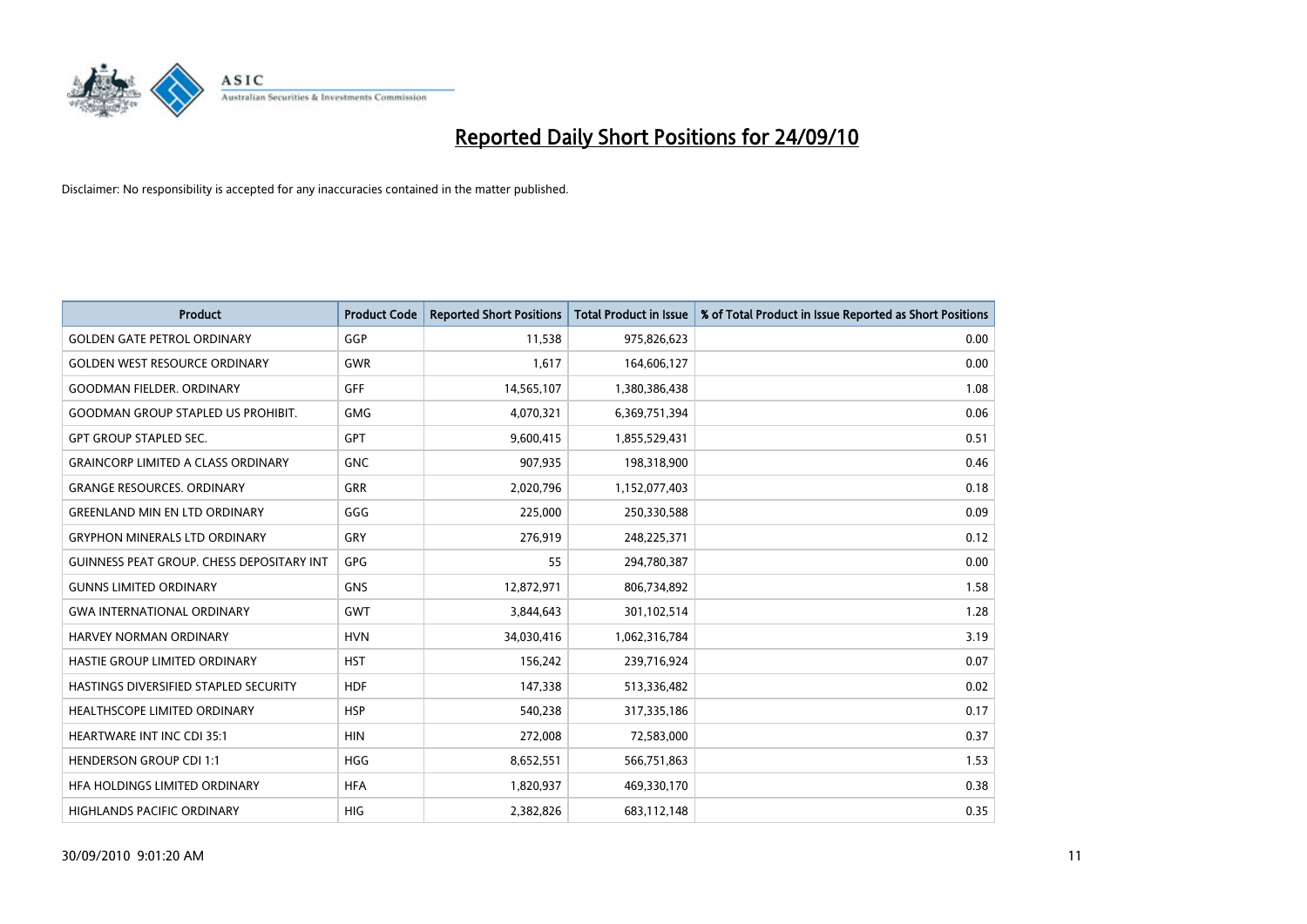# Reported Daily Short Positions for 24/09/10

Disclaimer: No responsibility is accepted for any inaccuracies contained in the matter published.

| Product | Product Code | Reported Short Positions | Total Product in Issue | % of Total Product in Issue Reported as Short Positions |
|---|---|---|---|---|
| GOLDEN GATE PETROL ORDINARY | GGP | 11,538 | 975,826,623 | 0.00 |
| GOLDEN WEST RESOURCE ORDINARY | GWR | 1,617 | 164,606,127 | 0.00 |
| GOODMAN FIELDER. ORDINARY | GFF | 14,565,107 | 1,380,386,438 | 1.08 |
| GOODMAN GROUP STAPLED US PROHIBIT. | GMG | 4,070,321 | 6,369,751,394 | 0.06 |
| GPT GROUP STAPLED SEC. | GPT | 9,600,415 | 1,855,529,431 | 0.51 |
| GRAINCORP LIMITED A CLASS ORDINARY | GNC | 907,935 | 198,318,900 | 0.46 |
| GRANGE RESOURCES. ORDINARY | GRR | 2,020,796 | 1,152,077,403 | 0.18 |
| GREENLAND MIN EN LTD ORDINARY | GGG | 225,000 | 250,330,588 | 0.09 |
| GRYPHON MINERALS LTD ORDINARY | GRY | 276,919 | 248,225,371 | 0.12 |
| GUINNESS PEAT GROUP. CHESS DEPOSITARY INT | GPG | 55 | 294,780,387 | 0.00 |
| GUNNS LIMITED ORDINARY | GNS | 12,872,971 | 806,734,892 | 1.58 |
| GWA INTERNATIONAL ORDINARY | GWT | 3,844,643 | 301,102,514 | 1.28 |
| HARVEY NORMAN ORDINARY | HVN | 34,030,416 | 1,062,316,784 | 3.19 |
| HASTIE GROUP LIMITED ORDINARY | HST | 156,242 | 239,716,924 | 0.07 |
| HASTINGS DIVERSIFIED STAPLED SECURITY | HDF | 147,338 | 513,336,482 | 0.02 |
| HEALTHSCOPE LIMITED ORDINARY | HSP | 540,238 | 317,335,186 | 0.17 |
| HEARTWARE INT INC CDI 35:1 | HIN | 272,008 | 72,583,000 | 0.37 |
| HENDERSON GROUP CDI 1:1 | HGG | 8,652,551 | 566,751,863 | 1.53 |
| HFA HOLDINGS LIMITED ORDINARY | HFA | 1,820,937 | 469,330,170 | 0.38 |
| HIGHLANDS PACIFIC ORDINARY | HIG | 2,382,826 | 683,112,148 | 0.35 |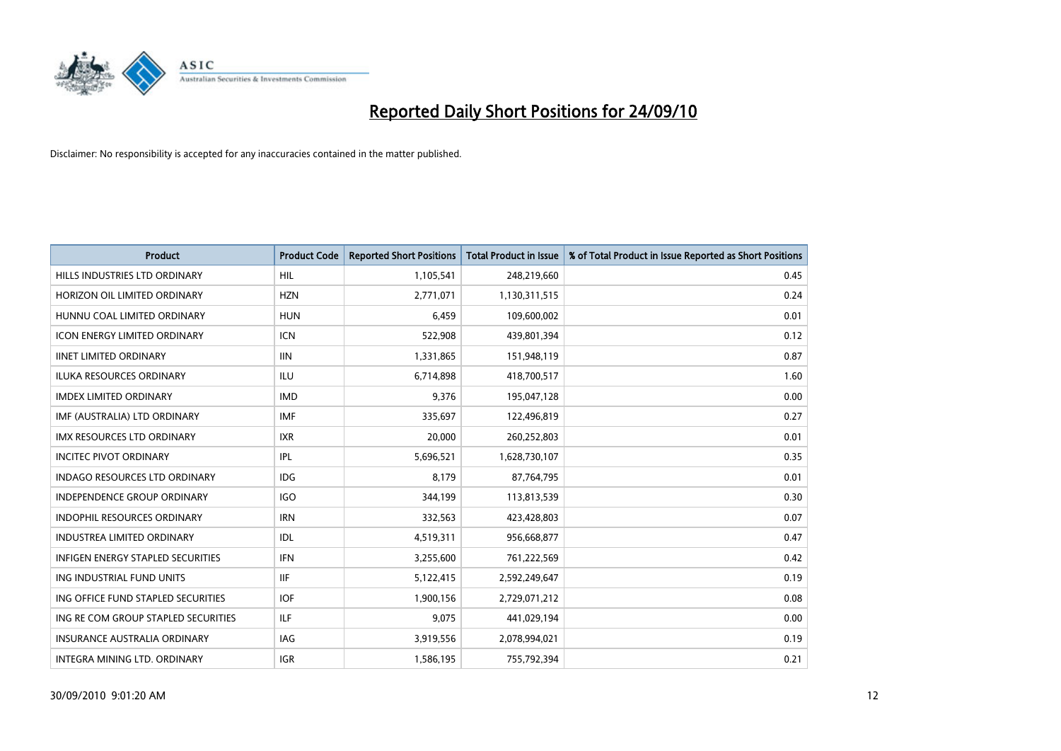# Reported Daily Short Positions for 24/09/10

Disclaimer: No responsibility is accepted for any inaccuracies contained in the matter published.

| Product | Product Code | Reported Short Positions | Total Product in Issue | % of Total Product in Issue Reported as Short Positions |
|---|---|---|---|---|
| HILLS INDUSTRIES LTD ORDINARY | HIL | 1,105,541 | 248,219,660 | 0.45 |
| HORIZON OIL LIMITED ORDINARY | HZN | 2,771,071 | 1,130,311,515 | 0.24 |
| HUNNU COAL LIMITED ORDINARY | HUN | 6,459 | 109,600,002 | 0.01 |
| ICON ENERGY LIMITED ORDINARY | ICN | 522,908 | 439,801,394 | 0.12 |
| IINET LIMITED ORDINARY | IIN | 1,331,865 | 151,948,119 | 0.87 |
| ILUKA RESOURCES ORDINARY | ILU | 6,714,898 | 418,700,517 | 1.60 |
| IMDEX LIMITED ORDINARY | IMD | 9,376 | 195,047,128 | 0.00 |
| IMF (AUSTRALIA) LTD ORDINARY | IMF | 335,697 | 122,496,819 | 0.27 |
| IMX RESOURCES LTD ORDINARY | IXR | 20,000 | 260,252,803 | 0.01 |
| INCITEC PIVOT ORDINARY | IPL | 5,696,521 | 1,628,730,107 | 0.35 |
| INDAGO RESOURCES LTD ORDINARY | IDG | 8,179 | 87,764,795 | 0.01 |
| INDEPENDENCE GROUP ORDINARY | IGO | 344,199 | 113,813,539 | 0.30 |
| INDOPHIL RESOURCES ORDINARY | IRN | 332,563 | 423,428,803 | 0.07 |
| INDUSTREA LIMITED ORDINARY | IDL | 4,519,311 | 956,668,877 | 0.47 |
| INFIGEN ENERGY STAPLED SECURITIES | IFN | 3,255,600 | 761,222,569 | 0.42 |
| ING INDUSTRIAL FUND UNITS | IIF | 5,122,415 | 2,592,249,647 | 0.19 |
| ING OFFICE FUND STAPLED SECURITIES | IOF | 1,900,156 | 2,729,071,212 | 0.08 |
| ING RE COM GROUP STAPLED SECURITIES | ILF | 9,075 | 441,029,194 | 0.00 |
| INSURANCE AUSTRALIA ORDINARY | IAG | 3,919,556 | 2,078,994,021 | 0.19 |
| INTEGRA MINING LTD. ORDINARY | IGR | 1,586,195 | 755,792,394 | 0.21 |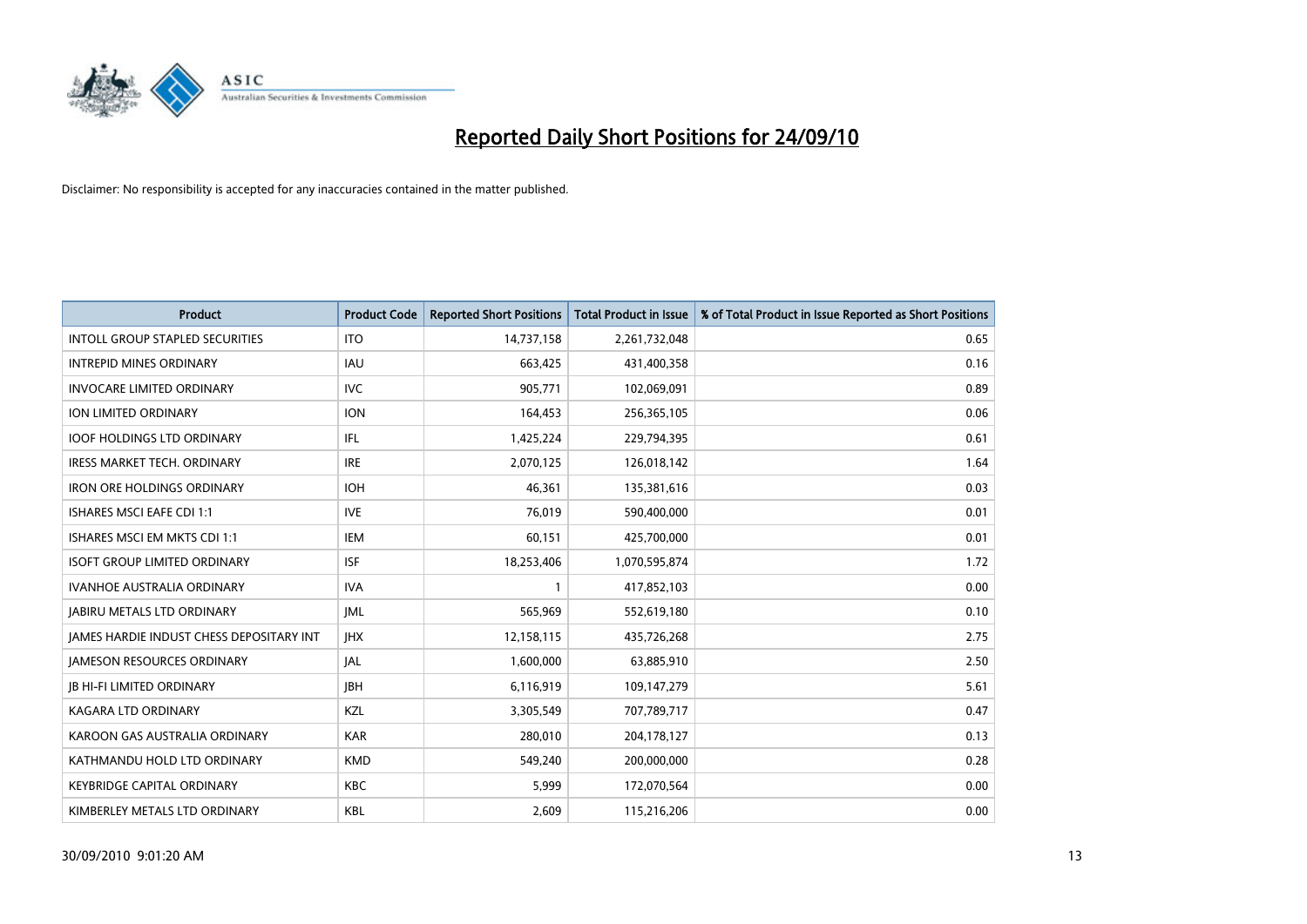# Reported Daily Short Positions for 24/09/10

Disclaimer: No responsibility is accepted for any inaccuracies contained in the matter published.

| Product | Product Code | Reported Short Positions | Total Product in Issue | % of Total Product in Issue Reported as Short Positions |
|---|---|---|---|---|
| INTOLL GROUP STAPLED SECURITIES | ITO | 14,737,158 | 2,261,732,048 | 0.65 |
| INTREPID MINES ORDINARY | IAU | 663,425 | 431,400,358 | 0.16 |
| INVOCARE LIMITED ORDINARY | IVC | 905,771 | 102,069,091 | 0.89 |
| ION LIMITED ORDINARY | ION | 164,453 | 256,365,105 | 0.06 |
| IOOF HOLDINGS LTD ORDINARY | IFL | 1,425,224 | 229,794,395 | 0.61 |
| IRESS MARKET TECH. ORDINARY | IRE | 2,070,125 | 126,018,142 | 1.64 |
| IRON ORE HOLDINGS ORDINARY | IOH | 46,361 | 135,381,616 | 0.03 |
| ISHARES MSCI EAFE CDI 1:1 | IVE | 76,019 | 590,400,000 | 0.01 |
| ISHARES MSCI EM MKTS CDI 1:1 | IEM | 60,151 | 425,700,000 | 0.01 |
| ISOFT GROUP LIMITED ORDINARY | ISF | 18,253,406 | 1,070,595,874 | 1.72 |
| IVANHOE AUSTRALIA ORDINARY | IVA | 1 | 417,852,103 | 0.00 |
| JABIRU METALS LTD ORDINARY | JML | 565,969 | 552,619,180 | 0.10 |
| JAMES HARDIE INDUST CHESS DEPOSITARY INT | JHX | 12,158,115 | 435,726,268 | 2.75 |
| JAMESON RESOURCES ORDINARY | JAL | 1,600,000 | 63,885,910 | 2.50 |
| JB HI-FI LIMITED ORDINARY | JBH | 6,116,919 | 109,147,279 | 5.61 |
| KAGARA LTD ORDINARY | KZL | 3,305,549 | 707,789,717 | 0.47 |
| KAROON GAS AUSTRALIA ORDINARY | KAR | 280,010 | 204,178,127 | 0.13 |
| KATHMANDU HOLD LTD ORDINARY | KMD | 549,240 | 200,000,000 | 0.28 |
| KEYBRIDGE CAPITAL ORDINARY | KBC | 5,999 | 172,070,564 | 0.00 |
| KIMBERLEY METALS LTD ORDINARY | KBL | 2,609 | 115,216,206 | 0.00 |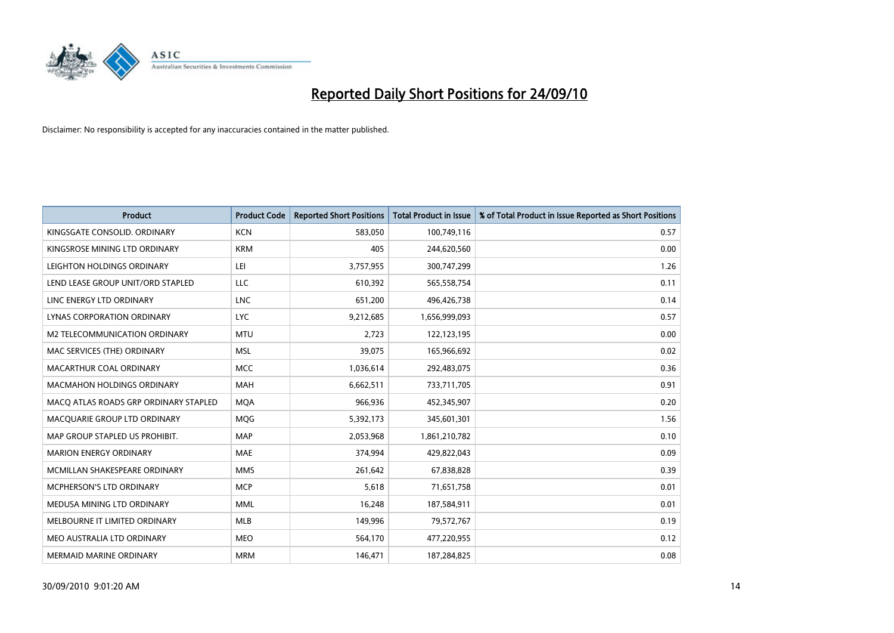# Reported Daily Short Positions for 24/09/10

Disclaimer: No responsibility is accepted for any inaccuracies contained in the matter published.

| Product | Product Code | Reported Short Positions | Total Product in Issue | % of Total Product in Issue Reported as Short Positions |
|---|---|---|---|---|
| KINGSGATE CONSOLID. ORDINARY | KCN | 583,050 | 100,749,116 | 0.57 |
| KINGSROSE MINING LTD ORDINARY | KRM | 405 | 244,620,560 | 0.00 |
| LEIGHTON HOLDINGS ORDINARY | LEI | 3,757,955 | 300,747,299 | 1.26 |
| LEND LEASE GROUP UNIT/ORD STAPLED | LLC | 610,392 | 565,558,754 | 0.11 |
| LINC ENERGY LTD ORDINARY | LNC | 651,200 | 496,426,738 | 0.14 |
| LYNAS CORPORATION ORDINARY | LYC | 9,212,685 | 1,656,999,093 | 0.57 |
| M2 TELECOMMUNICATION ORDINARY | MTU | 2,723 | 122,123,195 | 0.00 |
| MAC SERVICES (THE) ORDINARY | MSL | 39,075 | 165,966,692 | 0.02 |
| MACARTHUR COAL ORDINARY | MCC | 1,036,614 | 292,483,075 | 0.36 |
| MACMAHON HOLDINGS ORDINARY | MAH | 6,662,511 | 733,711,705 | 0.91 |
| MACQ ATLAS ROADS GRP ORDINARY STAPLED | MQA | 966,936 | 452,345,907 | 0.20 |
| MACQUARIE GROUP LTD ORDINARY | MQG | 5,392,173 | 345,601,301 | 1.56 |
| MAP GROUP STAPLED US PROHIBIT. | MAP | 2,053,968 | 1,861,210,782 | 0.10 |
| MARION ENERGY ORDINARY | MAE | 374,994 | 429,822,043 | 0.09 |
| MCMILLAN SHAKESPEARE ORDINARY | MMS | 261,642 | 67,838,828 | 0.39 |
| MCPHERSON'S LTD ORDINARY | MCP | 5,618 | 71,651,758 | 0.01 |
| MEDUSA MINING LTD ORDINARY | MML | 16,248 | 187,584,911 | 0.01 |
| MELBOURNE IT LIMITED ORDINARY | MLB | 149,996 | 79,572,767 | 0.19 |
| MEO AUSTRALIA LTD ORDINARY | MEO | 564,170 | 477,220,955 | 0.12 |
| MERMAID MARINE ORDINARY | MRM | 146,471 | 187,284,825 | 0.08 |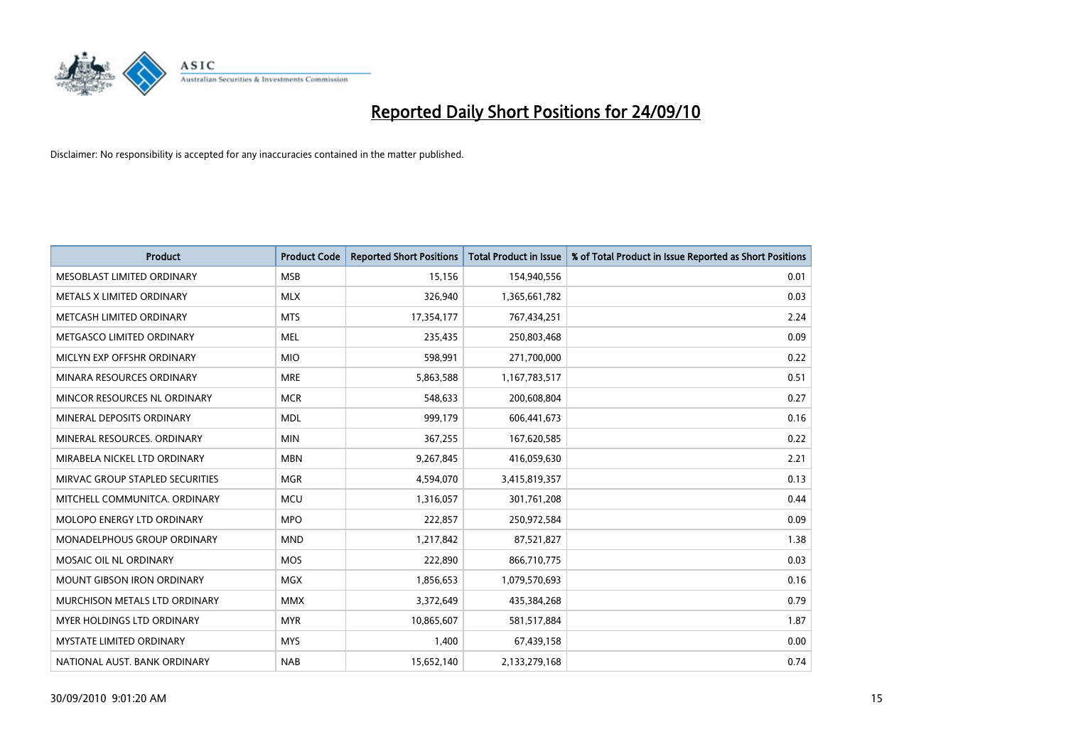# Reported Daily Short Positions for 24/09/10

Disclaimer: No responsibility is accepted for any inaccuracies contained in the matter published.

| Product | Product Code | Reported Short Positions | Total Product in Issue | % of Total Product in Issue Reported as Short Positions |
|---|---|---|---|---|
| MESOBLAST LIMITED ORDINARY | MSB | 15,156 | 154,940,556 | 0.01 |
| METALS X LIMITED ORDINARY | MLX | 326,940 | 1,365,661,782 | 0.03 |
| METCASH LIMITED ORDINARY | MTS | 17,354,177 | 767,434,251 | 2.24 |
| METGASCO LIMITED ORDINARY | MEL | 235,435 | 250,803,468 | 0.09 |
| MICLYN EXP OFFSHR ORDINARY | MIO | 598,991 | 271,700,000 | 0.22 |
| MINARA RESOURCES ORDINARY | MRE | 5,863,588 | 1,167,783,517 | 0.51 |
| MINCOR RESOURCES NL ORDINARY | MCR | 548,633 | 200,608,804 | 0.27 |
| MINERAL DEPOSITS ORDINARY | MDL | 999,179 | 606,441,673 | 0.16 |
| MINERAL RESOURCES. ORDINARY | MIN | 367,255 | 167,620,585 | 0.22 |
| MIRABELA NICKEL LTD ORDINARY | MBN | 9,267,845 | 416,059,630 | 2.21 |
| MIRVAC GROUP STAPLED SECURITIES | MGR | 4,594,070 | 3,415,819,357 | 0.13 |
| MITCHELL COMMUNITCA. ORDINARY | MCU | 1,316,057 | 301,761,208 | 0.44 |
| MOLOPO ENERGY LTD ORDINARY | MPO | 222,857 | 250,972,584 | 0.09 |
| MONADELPHOUS GROUP ORDINARY | MND | 1,217,842 | 87,521,827 | 1.38 |
| MOSAIC OIL NL ORDINARY | MOS | 222,890 | 866,710,775 | 0.03 |
| MOUNT GIBSON IRON ORDINARY | MGX | 1,856,653 | 1,079,570,693 | 0.16 |
| MURCHISON METALS LTD ORDINARY | MMX | 3,372,649 | 435,384,268 | 0.79 |
| MYER HOLDINGS LTD ORDINARY | MYR | 10,865,607 | 581,517,884 | 1.87 |
| MYSTATE LIMITED ORDINARY | MYS | 1,400 | 67,439,158 | 0.00 |
| NATIONAL AUST. BANK ORDINARY | NAB | 15,652,140 | 2,133,279,168 | 0.74 |

30/09/2010 9:01:20 AM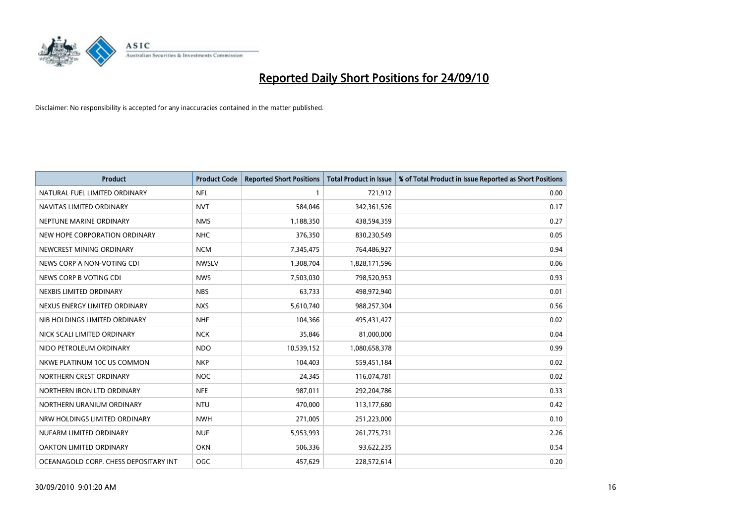# Reported Daily Short Positions for 24/09/10

Disclaimer: No responsibility is accepted for any inaccuracies contained in the matter published.

| Product | Product Code | Reported Short Positions | Total Product in Issue | % of Total Product in Issue Reported as Short Positions |
|---|---|---|---|---|
| NATURAL FUEL LIMITED ORDINARY | NFL | 1 | 721,912 | 0.00 |
| NAVITAS LIMITED ORDINARY | NVT | 584,046 | 342,361,526 | 0.17 |
| NEPTUNE MARINE ORDINARY | NMS | 1,188,350 | 438,594,359 | 0.27 |
| NEW HOPE CORPORATION ORDINARY | NHC | 376,350 | 830,230,549 | 0.05 |
| NEWCREST MINING ORDINARY | NCM | 7,345,475 | 764,486,927 | 0.94 |
| NEWS CORP A NON-VOTING CDI | NWSLV | 1,308,704 | 1,828,171,596 | 0.06 |
| NEWS CORP B VOTING CDI | NWS | 7,503,030 | 798,520,953 | 0.93 |
| NEXBIS LIMITED ORDINARY | NBS | 63,733 | 498,972,940 | 0.01 |
| NEXUS ENERGY LIMITED ORDINARY | NXS | 5,610,740 | 988,257,304 | 0.56 |
| NIB HOLDINGS LIMITED ORDINARY | NHF | 104,366 | 495,431,427 | 0.02 |
| NICK SCALI LIMITED ORDINARY | NCK | 35,846 | 81,000,000 | 0.04 |
| NIDO PETROLEUM ORDINARY | NDO | 10,539,152 | 1,080,658,378 | 0.99 |
| NKWE PLATINUM 10C US COMMON | NKP | 104,403 | 559,451,184 | 0.02 |
| NORTHERN CREST ORDINARY | NOC | 24,345 | 116,074,781 | 0.02 |
| NORTHERN IRON LTD ORDINARY | NFE | 987,011 | 292,204,786 | 0.33 |
| NORTHERN URANIUM ORDINARY | NTU | 470,000 | 113,177,680 | 0.42 |
| NRW HOLDINGS LIMITED ORDINARY | NWH | 271,005 | 251,223,000 | 0.10 |
| NUFARM LIMITED ORDINARY | NUF | 5,953,993 | 261,775,731 | 2.26 |
| OAKTON LIMITED ORDINARY | OKN | 506,336 | 93,622,235 | 0.54 |
| OCEANAGOLD CORP. CHESS DEPOSITARY INT | OGC | 457,629 | 228,572,614 | 0.20 |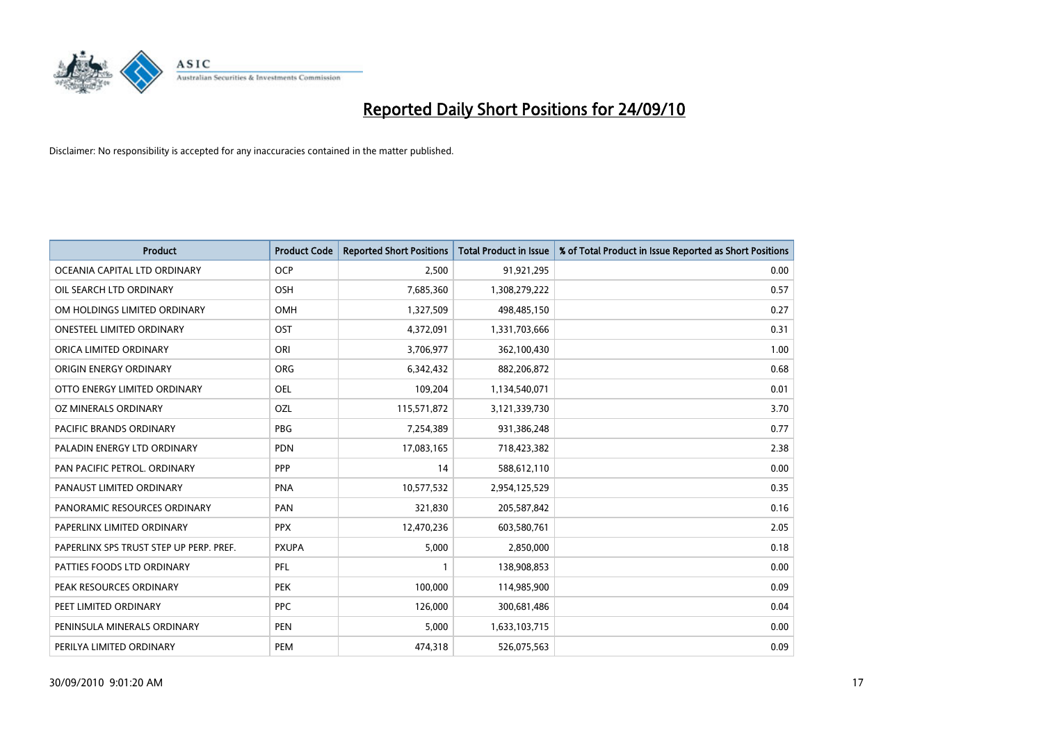# Reported Daily Short Positions for 24/09/10

Disclaimer: No responsibility is accepted for any inaccuracies contained in the matter published.

| Product | Product Code | Reported Short Positions | Total Product in Issue | % of Total Product in Issue Reported as Short Positions |
|---|---|---|---|---|
| OCEANIA CAPITAL LTD ORDINARY | OCP | 2,500 | 91,921,295 | 0.00 |
| OIL SEARCH LTD ORDINARY | OSH | 7,685,360 | 1,308,279,222 | 0.57 |
| OM HOLDINGS LIMITED ORDINARY | OMH | 1,327,509 | 498,485,150 | 0.27 |
| ONESTEEL LIMITED ORDINARY | OST | 4,372,091 | 1,331,703,666 | 0.31 |
| ORICA LIMITED ORDINARY | ORI | 3,706,977 | 362,100,430 | 1.00 |
| ORIGIN ENERGY ORDINARY | ORG | 6,342,432 | 882,206,872 | 0.68 |
| OTTO ENERGY LIMITED ORDINARY | OEL | 109,204 | 1,134,540,071 | 0.01 |
| OZ MINERALS ORDINARY | OZL | 115,571,872 | 3,121,339,730 | 3.70 |
| PACIFIC BRANDS ORDINARY | PBG | 7,254,389 | 931,386,248 | 0.77 |
| PALADIN ENERGY LTD ORDINARY | PDN | 17,083,165 | 718,423,382 | 2.38 |
| PAN PACIFIC PETROL. ORDINARY | PPP | 14 | 588,612,110 | 0.00 |
| PANAUST LIMITED ORDINARY | PNA | 10,577,532 | 2,954,125,529 | 0.35 |
| PANORAMIC RESOURCES ORDINARY | PAN | 321,830 | 205,587,842 | 0.16 |
| PAPERLINX LIMITED ORDINARY | PPX | 12,470,236 | 603,580,761 | 2.05 |
| PAPERLINX SPS TRUST STEP UP PERP. PREF. | PXUPA | 5,000 | 2,850,000 | 0.18 |
| PATTIES FOODS LTD ORDINARY | PFL | 1 | 138,908,853 | 0.00 |
| PEAK RESOURCES ORDINARY | PEK | 100,000 | 114,985,900 | 0.09 |
| PEET LIMITED ORDINARY | PPC | 126,000 | 300,681,486 | 0.04 |
| PENINSULA MINERALS ORDINARY | PEN | 5,000 | 1,633,103,715 | 0.00 |
| PERILYA LIMITED ORDINARY | PEM | 474,318 | 526,075,563 | 0.09 |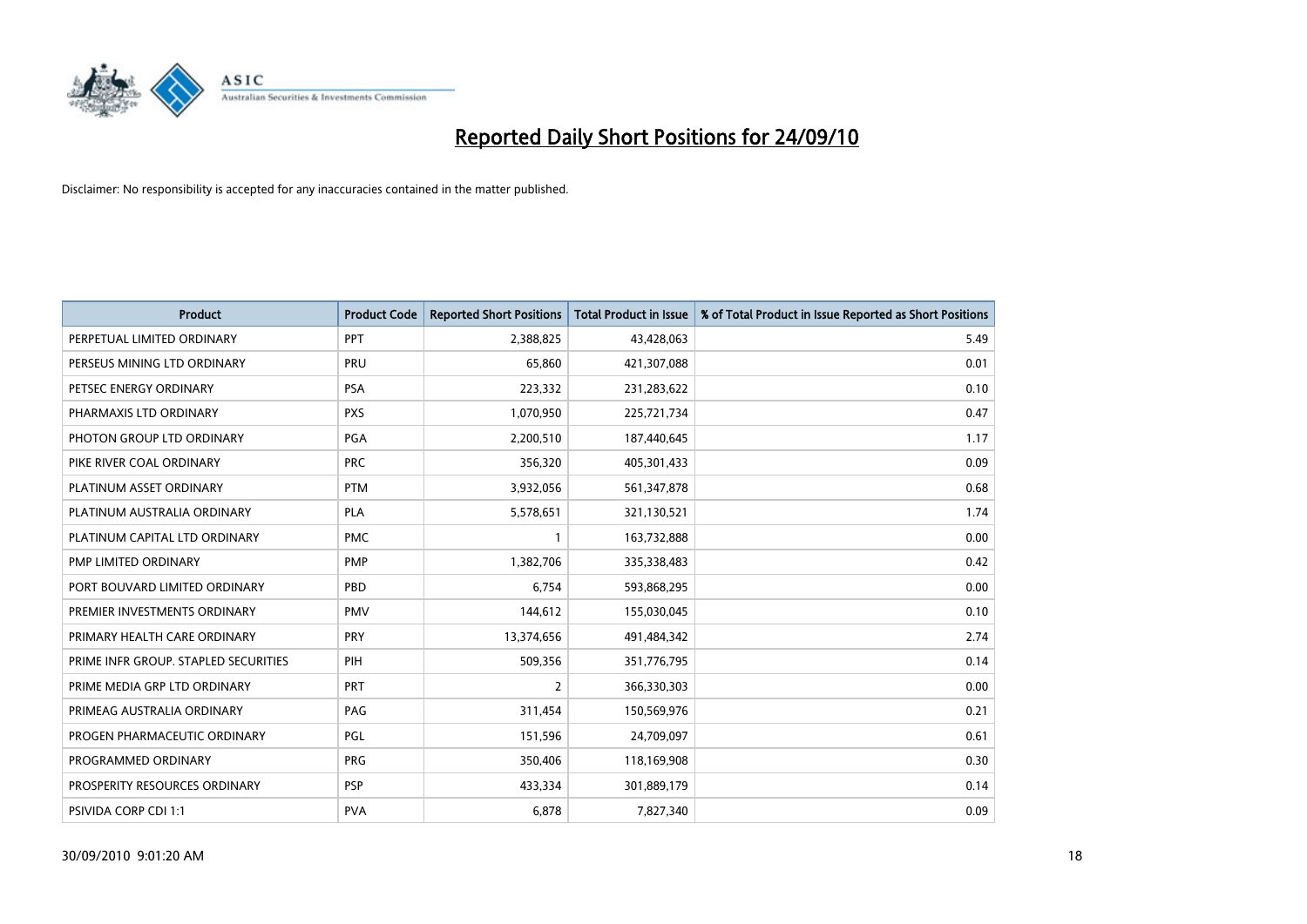# Reported Daily Short Positions for 24/09/10

Disclaimer: No responsibility is accepted for any inaccuracies contained in the matter published.

| Product | Product Code | Reported Short Positions | Total Product in Issue | % of Total Product in Issue Reported as Short Positions |
|---|---|---|---|---|
| PERPETUAL LIMITED ORDINARY | PPT | 2,388,825 | 43,428,063 | 5.49 |
| PERSEUS MINING LTD ORDINARY | PRU | 65,860 | 421,307,088 | 0.01 |
| PETSEC ENERGY ORDINARY | PSA | 223,332 | 231,283,622 | 0.10 |
| PHARMAXIS LTD ORDINARY | PXS | 1,070,950 | 225,721,734 | 0.47 |
| PHOTON GROUP LTD ORDINARY | PGA | 2,200,510 | 187,440,645 | 1.17 |
| PIKE RIVER COAL ORDINARY | PRC | 356,320 | 405,301,433 | 0.09 |
| PLATINUM ASSET ORDINARY | PTM | 3,932,056 | 561,347,878 | 0.68 |
| PLATINUM AUSTRALIA ORDINARY | PLA | 5,578,651 | 321,130,521 | 1.74 |
| PLATINUM CAPITAL LTD ORDINARY | PMC | 1 | 163,732,888 | 0.00 |
| PMP LIMITED ORDINARY | PMP | 1,382,706 | 335,338,483 | 0.42 |
| PORT BOUVARD LIMITED ORDINARY | PBD | 6,754 | 593,868,295 | 0.00 |
| PREMIER INVESTMENTS ORDINARY | PMV | 144,612 | 155,030,045 | 0.10 |
| PRIMARY HEALTH CARE ORDINARY | PRY | 13,374,656 | 491,484,342 | 2.74 |
| PRIME INFR GROUP. STAPLED SECURITIES | PIH | 509,356 | 351,776,795 | 0.14 |
| PRIME MEDIA GRP LTD ORDINARY | PRT | 2 | 366,330,303 | 0.00 |
| PRIMEAG AUSTRALIA ORDINARY | PAG | 311,454 | 150,569,976 | 0.21 |
| PROGEN PHARMACEUTIC ORDINARY | PGL | 151,596 | 24,709,097 | 0.61 |
| PROGRAMMED ORDINARY | PRG | 350,406 | 118,169,908 | 0.30 |
| PROSPERITY RESOURCES ORDINARY | PSP | 433,334 | 301,889,179 | 0.14 |
| PSIVIDA CORP CDI 1:1 | PVA | 6,878 | 7,827,340 | 0.09 |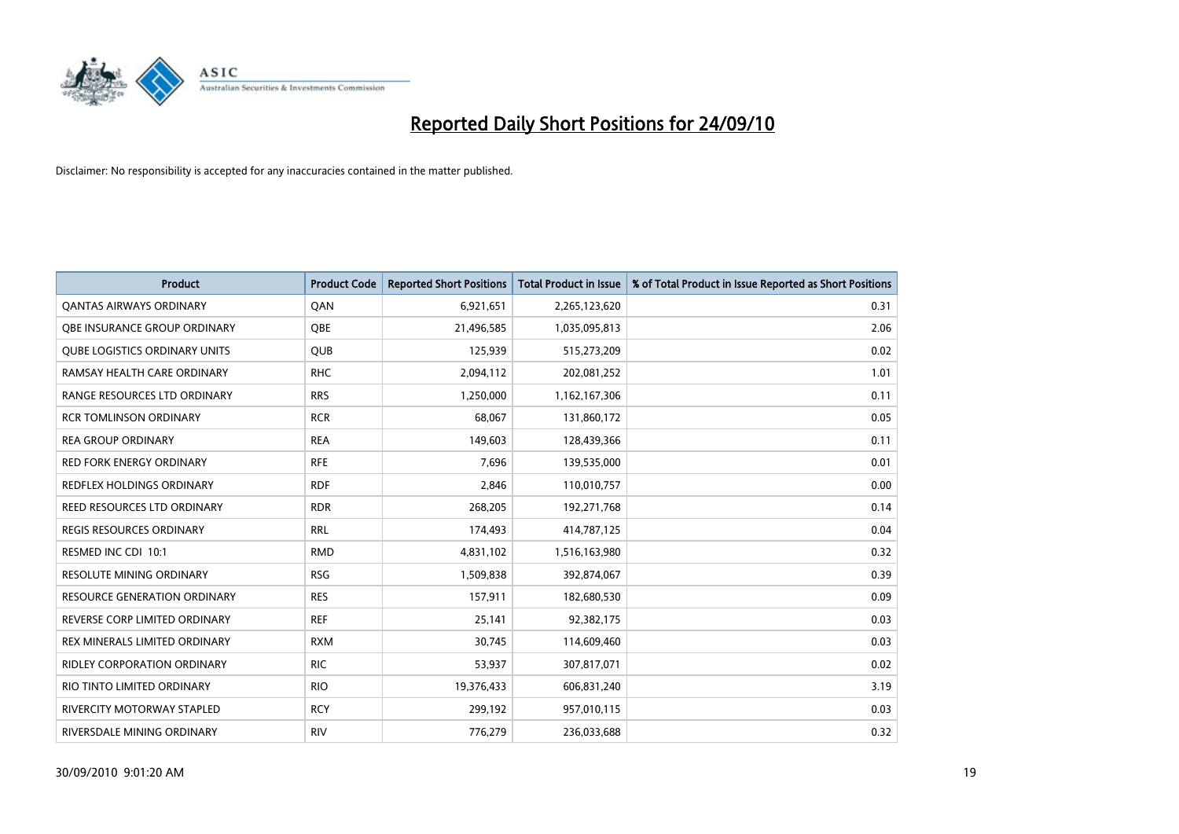# Reported Daily Short Positions for 24/09/10

Disclaimer: No responsibility is accepted for any inaccuracies contained in the matter published.

| Product | Product Code | Reported Short Positions | Total Product in Issue | % of Total Product in Issue Reported as Short Positions |
|---|---|---|---|---|
| QANTAS AIRWAYS ORDINARY | QAN | 6,921,651 | 2,265,123,620 | 0.31 |
| QBE INSURANCE GROUP ORDINARY | QBE | 21,496,585 | 1,035,095,813 | 2.06 |
| QUBE LOGISTICS ORDINARY UNITS | QUB | 125,939 | 515,273,209 | 0.02 |
| RAMSAY HEALTH CARE ORDINARY | RHC | 2,094,112 | 202,081,252 | 1.01 |
| RANGE RESOURCES LTD ORDINARY | RRS | 1,250,000 | 1,162,167,306 | 0.11 |
| RCR TOMLINSON ORDINARY | RCR | 68,067 | 131,860,172 | 0.05 |
| REA GROUP ORDINARY | REA | 149,603 | 128,439,366 | 0.11 |
| RED FORK ENERGY ORDINARY | RFE | 7,696 | 139,535,000 | 0.01 |
| REDFLEX HOLDINGS ORDINARY | RDF | 2,846 | 110,010,757 | 0.00 |
| REED RESOURCES LTD ORDINARY | RDR | 268,205 | 192,271,768 | 0.14 |
| REGIS RESOURCES ORDINARY | RRL | 174,493 | 414,787,125 | 0.04 |
| RESMED INC CDI 10:1 | RMD | 4,831,102 | 1,516,163,980 | 0.32 |
| RESOLUTE MINING ORDINARY | RSG | 1,509,838 | 392,874,067 | 0.39 |
| RESOURCE GENERATION ORDINARY | RES | 157,911 | 182,680,530 | 0.09 |
| REVERSE CORP LIMITED ORDINARY | REF | 25,141 | 92,382,175 | 0.03 |
| REX MINERALS LIMITED ORDINARY | RXM | 30,745 | 114,609,460 | 0.03 |
| RIDLEY CORPORATION ORDINARY | RIC | 53,937 | 307,817,071 | 0.02 |
| RIO TINTO LIMITED ORDINARY | RIO | 19,376,433 | 606,831,240 | 3.19 |
| RIVERCITY MOTORWAY STAPLED | RCY | 299,192 | 957,010,115 | 0.03 |
| RIVERSDALE MINING ORDINARY | RIV | 776,279 | 236,033,688 | 0.32 |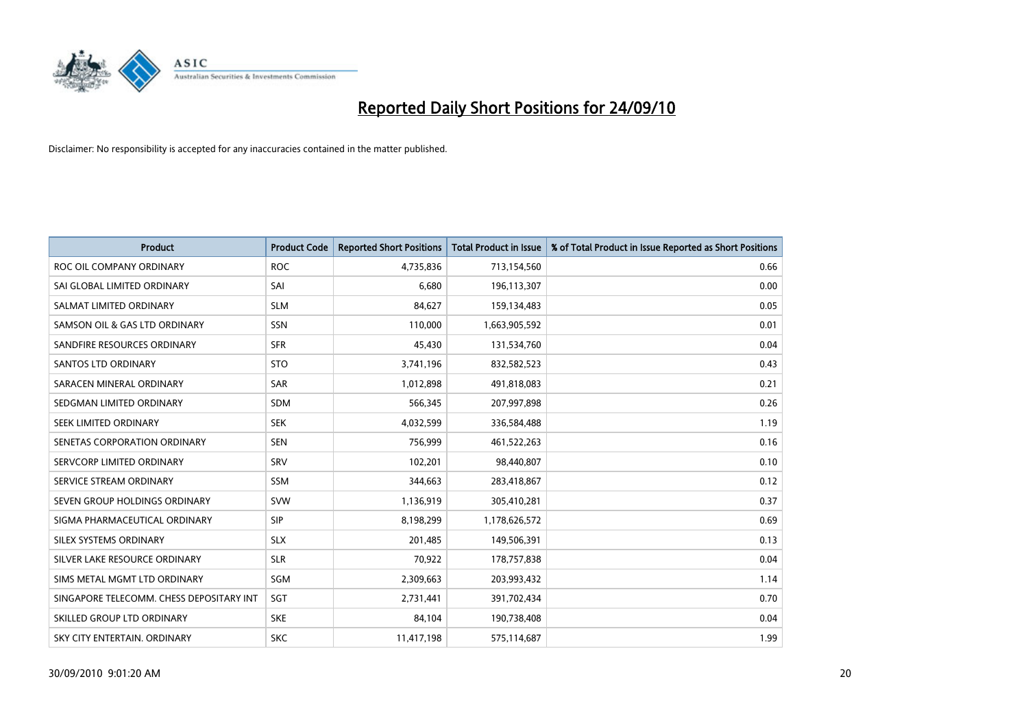# Reported Daily Short Positions for 24/09/10

Disclaimer: No responsibility is accepted for any inaccuracies contained in the matter published.

| Product | Product Code | Reported Short Positions | Total Product in Issue | % of Total Product in Issue Reported as Short Positions |
|---|---|---|---|---|
| ROC OIL COMPANY ORDINARY | ROC | 4,735,836 | 713,154,560 | 0.66 |
| SAI GLOBAL LIMITED ORDINARY | SAI | 6,680 | 196,113,307 | 0.00 |
| SALMAT LIMITED ORDINARY | SLM | 84,627 | 159,134,483 | 0.05 |
| SAMSON OIL & GAS LTD ORDINARY | SSN | 110,000 | 1,663,905,592 | 0.01 |
| SANDFIRE RESOURCES ORDINARY | SFR | 45,430 | 131,534,760 | 0.04 |
| SANTOS LTD ORDINARY | STO | 3,741,196 | 832,582,523 | 0.43 |
| SARACEN MINERAL ORDINARY | SAR | 1,012,898 | 491,818,083 | 0.21 |
| SEDGMAN LIMITED ORDINARY | SDM | 566,345 | 207,997,898 | 0.26 |
| SEEK LIMITED ORDINARY | SEK | 4,032,599 | 336,584,488 | 1.19 |
| SENETAS CORPORATION ORDINARY | SEN | 756,999 | 461,522,263 | 0.16 |
| SERVCORP LIMITED ORDINARY | SRV | 102,201 | 98,440,807 | 0.10 |
| SERVICE STREAM ORDINARY | SSM | 344,663 | 283,418,867 | 0.12 |
| SEVEN GROUP HOLDINGS ORDINARY | SVW | 1,136,919 | 305,410,281 | 0.37 |
| SIGMA PHARMACEUTICAL ORDINARY | SIP | 8,198,299 | 1,178,626,572 | 0.69 |
| SILEX SYSTEMS ORDINARY | SLX | 201,485 | 149,506,391 | 0.13 |
| SILVER LAKE RESOURCE ORDINARY | SLR | 70,922 | 178,757,838 | 0.04 |
| SIMS METAL MGMT LTD ORDINARY | SGM | 2,309,663 | 203,993,432 | 1.14 |
| SINGAPORE TELECOMM. CHESS DEPOSITARY INT | SGT | 2,731,441 | 391,702,434 | 0.70 |
| SKILLED GROUP LTD ORDINARY | SKE | 84,104 | 190,738,408 | 0.04 |
| SKY CITY ENTERTAIN. ORDINARY | SKC | 11,417,198 | 575,114,687 | 1.99 |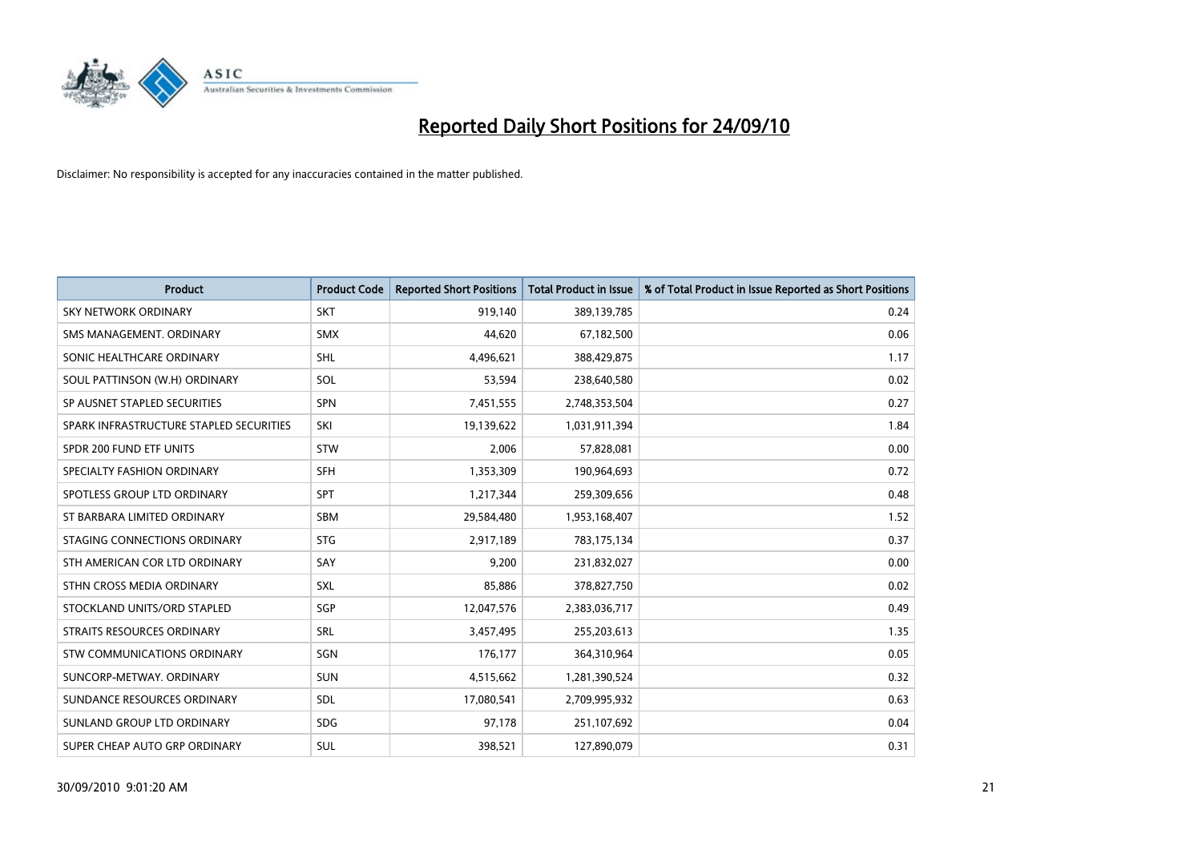# Reported Daily Short Positions for 24/09/10

Disclaimer: No responsibility is accepted for any inaccuracies contained in the matter published.

| Product | Product Code | Reported Short Positions | Total Product in Issue | % of Total Product in Issue Reported as Short Positions |
|---|---|---|---|---|
| SKY NETWORK ORDINARY | SKT | 919,140 | 389,139,785 | 0.24 |
| SMS MANAGEMENT. ORDINARY | SMX | 44,620 | 67,182,500 | 0.06 |
| SONIC HEALTHCARE ORDINARY | SHL | 4,496,621 | 388,429,875 | 1.17 |
| SOUL PATTINSON (W.H) ORDINARY | SOL | 53,594 | 238,640,580 | 0.02 |
| SP AUSNET STAPLED SECURITIES | SPN | 7,451,555 | 2,748,353,504 | 0.27 |
| SPARK INFRASTRUCTURE STAPLED SECURITIES | SKI | 19,139,622 | 1,031,911,394 | 1.84 |
| SPDR 200 FUND ETF UNITS | STW | 2,006 | 57,828,081 | 0.00 |
| SPECIALTY FASHION ORDINARY | SFH | 1,353,309 | 190,964,693 | 0.72 |
| SPOTLESS GROUP LTD ORDINARY | SPT | 1,217,344 | 259,309,656 | 0.48 |
| ST BARBARA LIMITED ORDINARY | SBM | 29,584,480 | 1,953,168,407 | 1.52 |
| STAGING CONNECTIONS ORDINARY | STG | 2,917,189 | 783,175,134 | 0.37 |
| STH AMERICAN COR LTD ORDINARY | SAY | 9,200 | 231,832,027 | 0.00 |
| STHN CROSS MEDIA ORDINARY | SXL | 85,886 | 378,827,750 | 0.02 |
| STOCKLAND UNITS/ORD STAPLED | SGP | 12,047,576 | 2,383,036,717 | 0.49 |
| STRAITS RESOURCES ORDINARY | SRL | 3,457,495 | 255,203,613 | 1.35 |
| STW COMMUNICATIONS ORDINARY | SGN | 176,177 | 364,310,964 | 0.05 |
| SUNCORP-METWAY. ORDINARY | SUN | 4,515,662 | 1,281,390,524 | 0.32 |
| SUNDANCE RESOURCES ORDINARY | SDL | 17,080,541 | 2,709,995,932 | 0.63 |
| SUNLAND GROUP LTD ORDINARY | SDG | 97,178 | 251,107,692 | 0.04 |
| SUPER CHEAP AUTO GRP ORDINARY | SUL | 398,521 | 127,890,079 | 0.31 |

30/09/2010 9:01:20 AM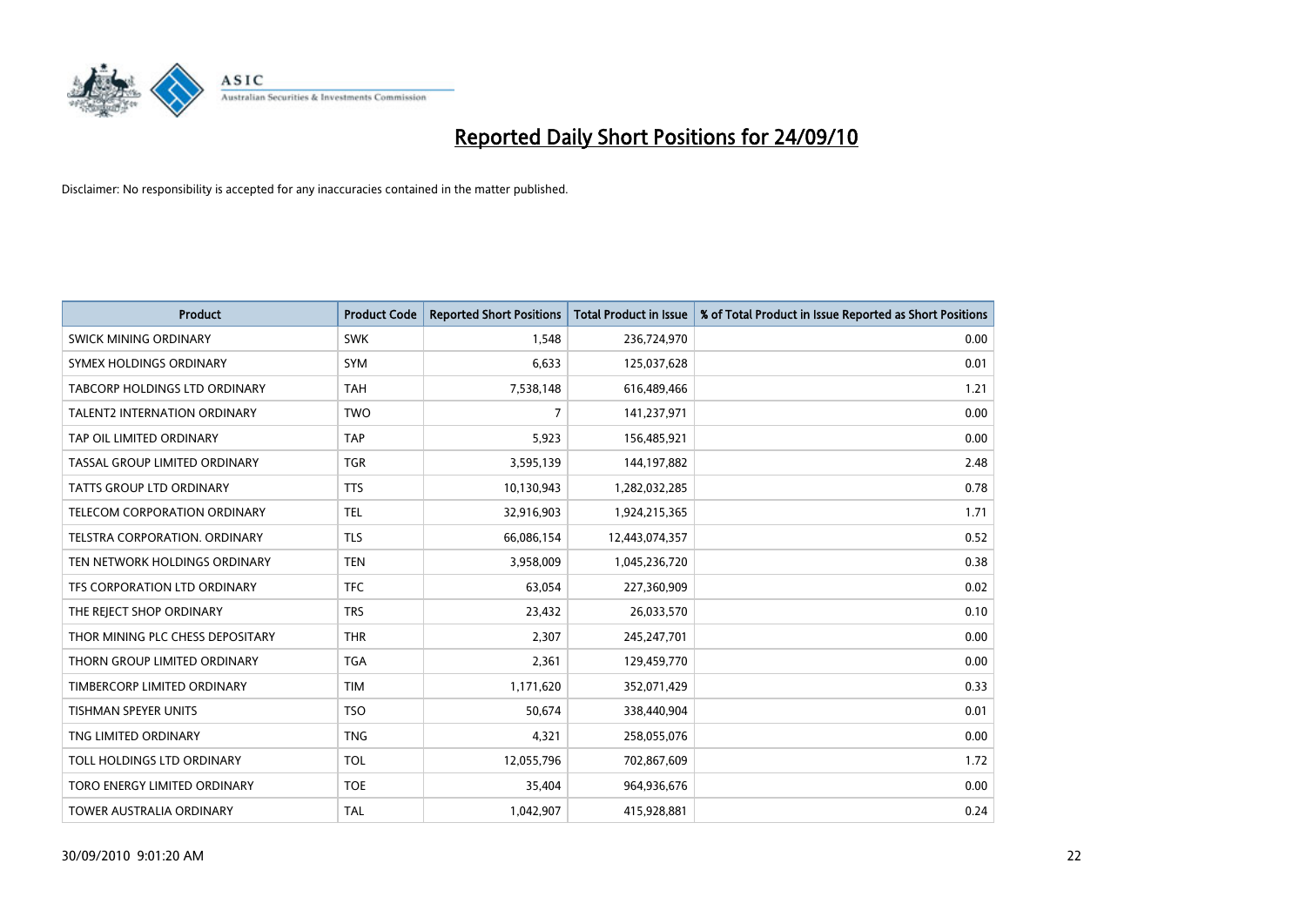# Reported Daily Short Positions for 24/09/10

Disclaimer: No responsibility is accepted for any inaccuracies contained in the matter published.

| Product | Product Code | Reported Short Positions | Total Product in Issue | % of Total Product in Issue Reported as Short Positions |
|---|---|---|---|---|
| SWICK MINING ORDINARY | SWK | 1,548 | 236,724,970 | 0.00 |
| SYMEX HOLDINGS ORDINARY | SYM | 6,633 | 125,037,628 | 0.01 |
| TABCORP HOLDINGS LTD ORDINARY | TAH | 7,538,148 | 616,489,466 | 1.21 |
| TALENT2 INTERNATION ORDINARY | TWO | 7 | 141,237,971 | 0.00 |
| TAP OIL LIMITED ORDINARY | TAP | 5,923 | 156,485,921 | 0.00 |
| TASSAL GROUP LIMITED ORDINARY | TGR | 3,595,139 | 144,197,882 | 2.48 |
| TATTS GROUP LTD ORDINARY | TTS | 10,130,943 | 1,282,032,285 | 0.78 |
| TELECOM CORPORATION ORDINARY | TEL | 32,916,903 | 1,924,215,365 | 1.71 |
| TELSTRA CORPORATION. ORDINARY | TLS | 66,086,154 | 12,443,074,357 | 0.52 |
| TEN NETWORK HOLDINGS ORDINARY | TEN | 3,958,009 | 1,045,236,720 | 0.38 |
| TFS CORPORATION LTD ORDINARY | TFC | 63,054 | 227,360,909 | 0.02 |
| THE REJECT SHOP ORDINARY | TRS | 23,432 | 26,033,570 | 0.10 |
| THOR MINING PLC CHESS DEPOSITARY | THR | 2,307 | 245,247,701 | 0.00 |
| THORN GROUP LIMITED ORDINARY | TGA | 2,361 | 129,459,770 | 0.00 |
| TIMBERCORP LIMITED ORDINARY | TIM | 1,171,620 | 352,071,429 | 0.33 |
| TISHMAN SPEYER UNITS | TSO | 50,674 | 338,440,904 | 0.01 |
| TNG LIMITED ORDINARY | TNG | 4,321 | 258,055,076 | 0.00 |
| TOLL HOLDINGS LTD ORDINARY | TOL | 12,055,796 | 702,867,609 | 1.72 |
| TORO ENERGY LIMITED ORDINARY | TOE | 35,404 | 964,936,676 | 0.00 |
| TOWER AUSTRALIA ORDINARY | TAL | 1,042,907 | 415,928,881 | 0.24 |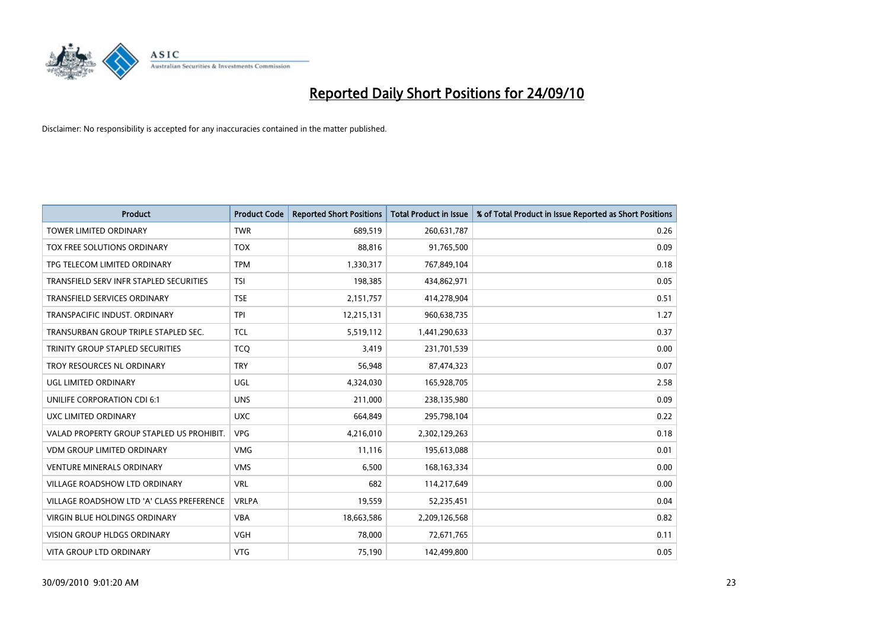# Reported Daily Short Positions for 24/09/10

Disclaimer: No responsibility is accepted for any inaccuracies contained in the matter published.

| Product | Product Code | Reported Short Positions | Total Product in Issue | % of Total Product in Issue Reported as Short Positions |
|---|---|---|---|---|
| TOWER LIMITED ORDINARY | TWR | 689,519 | 260,631,787 | 0.26 |
| TOX FREE SOLUTIONS ORDINARY | TOX | 88,816 | 91,765,500 | 0.09 |
| TPG TELECOM LIMITED ORDINARY | TPM | 1,330,317 | 767,849,104 | 0.18 |
| TRANSFIELD SERV INFR STAPLED SECURITIES | TSI | 198,385 | 434,862,971 | 0.05 |
| TRANSFIELD SERVICES ORDINARY | TSE | 2,151,757 | 414,278,904 | 0.51 |
| TRANSPACIFIC INDUST. ORDINARY | TPI | 12,215,131 | 960,638,735 | 1.27 |
| TRANSURBAN GROUP TRIPLE STAPLED SEC. | TCL | 5,519,112 | 1,441,290,633 | 0.37 |
| TRINITY GROUP STAPLED SECURITIES | TCQ | 3,419 | 231,701,539 | 0.00 |
| TROY RESOURCES NL ORDINARY | TRY | 56,948 | 87,474,323 | 0.07 |
| UGL LIMITED ORDINARY | UGL | 4,324,030 | 165,928,705 | 2.58 |
| UNILIFE CORPORATION CDI 6:1 | UNS | 211,000 | 238,135,980 | 0.09 |
| UXC LIMITED ORDINARY | UXC | 664,849 | 295,798,104 | 0.22 |
| VALAD PROPERTY GROUP STAPLED US PROHIBIT. | VPG | 4,216,010 | 2,302,129,263 | 0.18 |
| VDM GROUP LIMITED ORDINARY | VMG | 11,116 | 195,613,088 | 0.01 |
| VENTURE MINERALS ORDINARY | VMS | 6,500 | 168,163,334 | 0.00 |
| VILLAGE ROADSHOW LTD ORDINARY | VRL | 682 | 114,217,649 | 0.00 |
| VILLAGE ROADSHOW LTD 'A' CLASS PREFERENCE | VRLPA | 19,559 | 52,235,451 | 0.04 |
| VIRGIN BLUE HOLDINGS ORDINARY | VBA | 18,663,586 | 2,209,126,568 | 0.82 |
| VISION GROUP HLDGS ORDINARY | VGH | 78,000 | 72,671,765 | 0.11 |
| VITA GROUP LTD ORDINARY | VTG | 75,190 | 142,499,800 | 0.05 |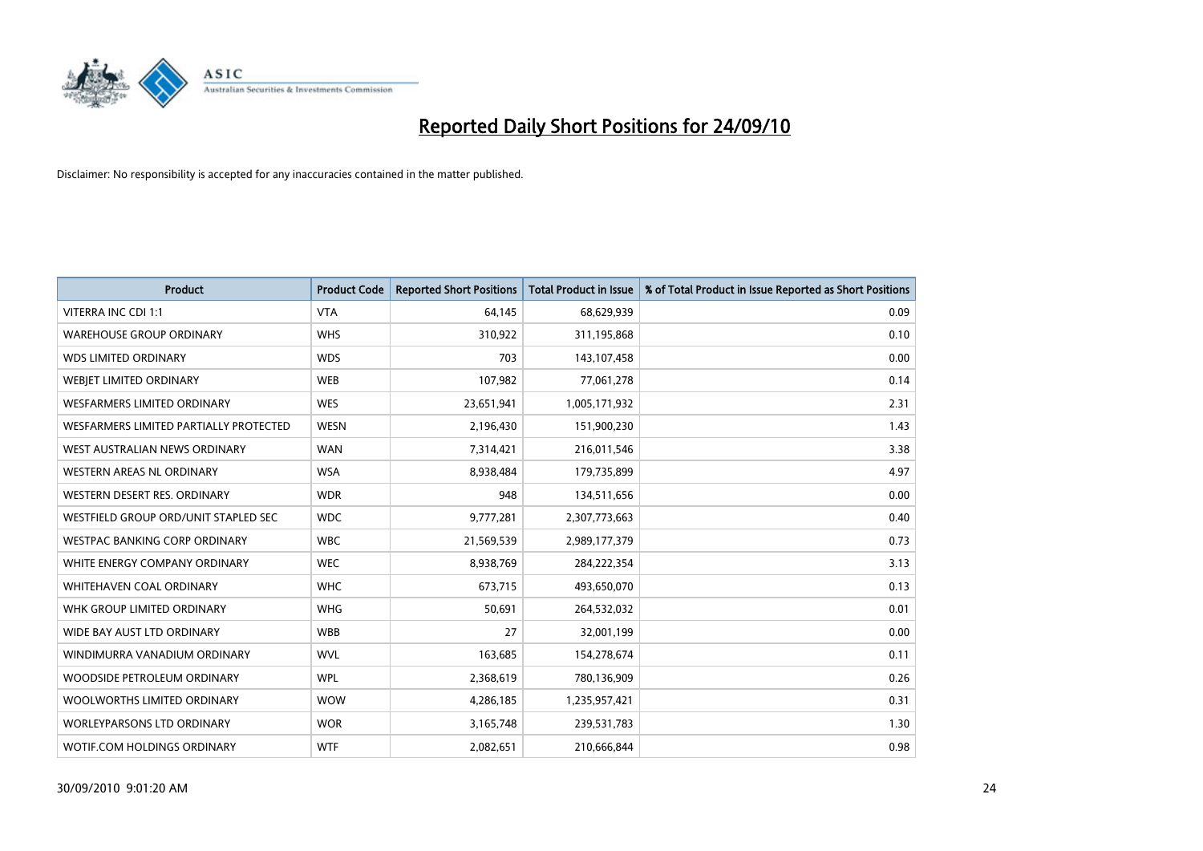# Reported Daily Short Positions for 24/09/10

Disclaimer: No responsibility is accepted for any inaccuracies contained in the matter published.

| Product | Product Code | Reported Short Positions | Total Product in Issue | % of Total Product in Issue Reported as Short Positions |
|---|---|---|---|---|
| VITERRA INC CDI 1:1 | VTA | 64,145 | 68,629,939 | 0.09 |
| WAREHOUSE GROUP ORDINARY | WHS | 310,922 | 311,195,868 | 0.10 |
| WDS LIMITED ORDINARY | WDS | 703 | 143,107,458 | 0.00 |
| WEBJET LIMITED ORDINARY | WEB | 107,982 | 77,061,278 | 0.14 |
| WESFARMERS LIMITED ORDINARY | WES | 23,651,941 | 1,005,171,932 | 2.31 |
| WESFARMERS LIMITED PARTIALLY PROTECTED | WESN | 2,196,430 | 151,900,230 | 1.43 |
| WEST AUSTRALIAN NEWS ORDINARY | WAN | 7,314,421 | 216,011,546 | 3.38 |
| WESTERN AREAS NL ORDINARY | WSA | 8,938,484 | 179,735,899 | 4.97 |
| WESTERN DESERT RES. ORDINARY | WDR | 948 | 134,511,656 | 0.00 |
| WESTFIELD GROUP ORD/UNIT STAPLED SEC | WDC | 9,777,281 | 2,307,773,663 | 0.40 |
| WESTPAC BANKING CORP ORDINARY | WBC | 21,569,539 | 2,989,177,379 | 0.73 |
| WHITE ENERGY COMPANY ORDINARY | WEC | 8,938,769 | 284,222,354 | 3.13 |
| WHITEHAVEN COAL ORDINARY | WHC | 673,715 | 493,650,070 | 0.13 |
| WHK GROUP LIMITED ORDINARY | WHG | 50,691 | 264,532,032 | 0.01 |
| WIDE BAY AUST LTD ORDINARY | WBB | 27 | 32,001,199 | 0.00 |
| WINDIMURRA VANADIUM ORDINARY | WVL | 163,685 | 154,278,674 | 0.11 |
| WOODSIDE PETROLEUM ORDINARY | WPL | 2,368,619 | 780,136,909 | 0.26 |
| WOOLWORTHS LIMITED ORDINARY | WOW | 4,286,185 | 1,235,957,421 | 0.31 |
| WORLEYPARSONS LTD ORDINARY | WOR | 3,165,748 | 239,531,783 | 1.30 |
| WOTIF.COM HOLDINGS ORDINARY | WTF | 2,082,651 | 210,666,844 | 0.98 |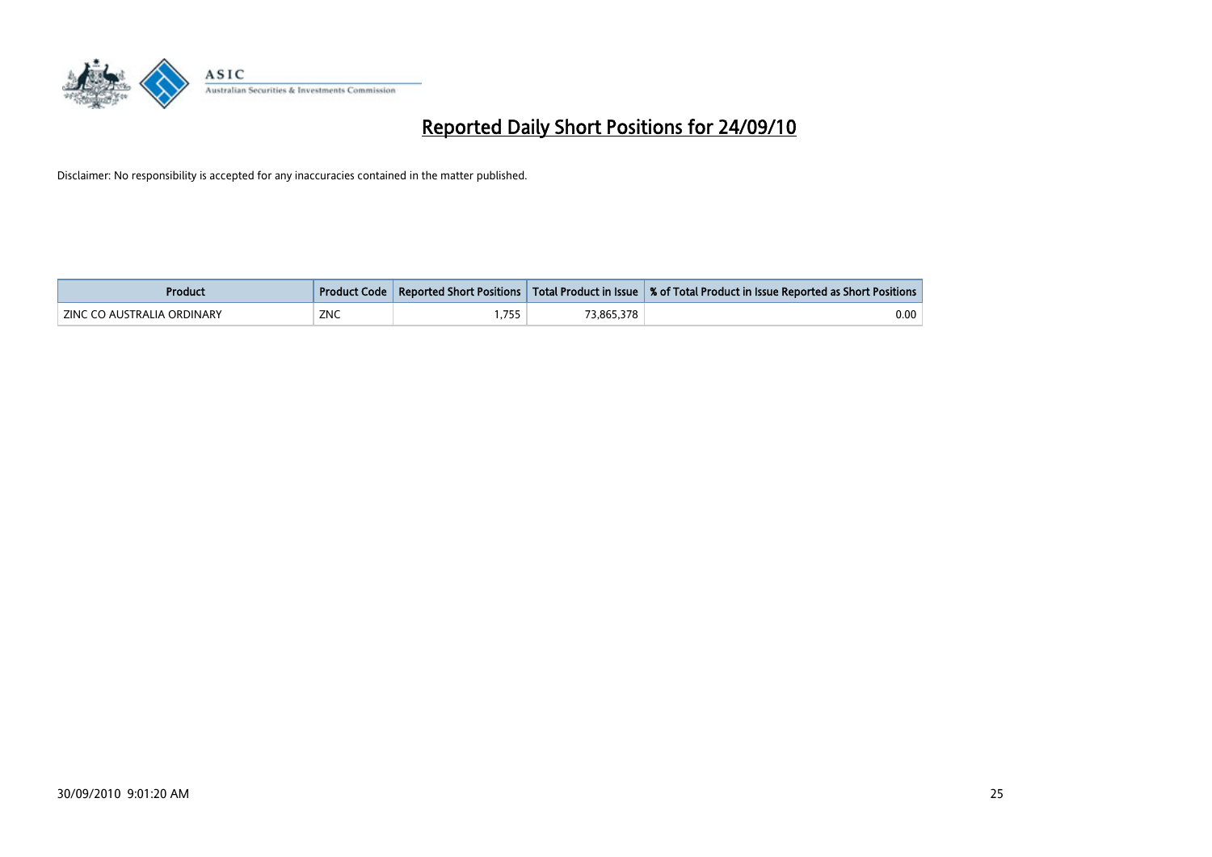# Reported Daily Short Positions for 24/09/10

Disclaimer: No responsibility is accepted for any inaccuracies contained in the matter published.

| Product | Product Code | Reported Short Positions | Total Product in Issue | % of Total Product in Issue Reported as Short Positions |
|---|---|---|---|---|
| ZINC CO AUSTRALIA ORDINARY | ZNC | 1,755 | 73,865,378 | 0.00 |